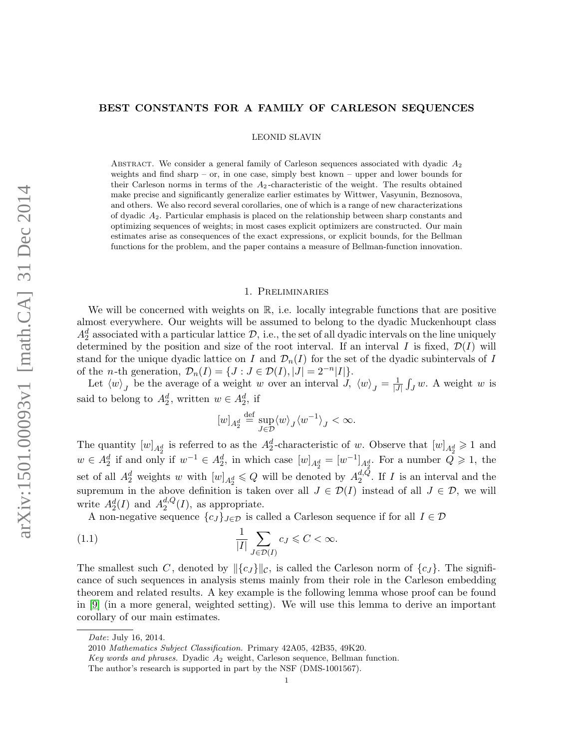# BEST CONSTANTS FOR A FAMILY OF CARLESON SEQUENCES

LEONID SLAVIN

Abstract. We consider a general family of Carleson sequences associated with dyadic $A_2$ weights and find sharp – or, in one case, simply best known – upper and lower bounds for their Carleson norms in terms of the $A_2$-characteristic of the weight. The results obtained make precise and significantly generalize earlier estimates by Wittwer, Vasyunin, Beznosova, and others. We also record several corollaries, one of which is a range of new characterizations of dyadic $A_2$. Particular emphasis is placed on the relationship between sharp constants and optimizing sequences of weights; in most cases explicit optimizers are constructed. Our main estimates arise as consequences of the exact expressions, or explicit bounds, for the Bellman functions for the problem, and the paper contains a measure of Bellman-function innovation.

## 1. Preliminaries

We will be concerned with weights on $\mathbb{R}$, i.e. locally integrable functions that are positive almost everywhere. Our weights will be assumed to belong to the dyadic Muckenhoupt class $A_2^d$ associated with a particular lattice $\mathcal{D}$, i.e., the set of all dyadic intervals on the line uniquely determined by the position and size of the root interval. If an interval $I$ is fixed, $\mathcal{D}(I)$ will stand for the unique dyadic lattice on $I$ and $\mathcal{D}_n(I)$ for the set of the dyadic subintervals of $I$ of the $n$-th generation, $\mathcal{D}_n(I) = \{J : J \in \mathcal{D}(I), |J| = 2^{-n}|I|\}$.

Let $\langle w \rangle_J$ be the average of a weight $w$ over an interval $J$, $\langle w \rangle_J = \frac{1}{|J|}\int_J w$. A weight $w$ is said to belong to $A_2^d$, written $w \in A_2^d$, if

$$[w]_{A_2^d} \overset{\text{def}}{=} \sup_{J \in \mathcal{D}} \langle w \rangle_J \langle w^{-1} \rangle_J < \infty.$$

The quantity $[w]_{A_2^d}$ is referred to as the $A_2^d$-characteristic of $w$. Observe that $[w]_{A_2^d} \geqslant 1$ and $w \in A_2^d$ if and only if $w^{-1} \in A_2^d$, in which case $[w]_{A_2^d} = [w^{-1}]_{A_2^d}$. For a number $Q \geqslant 1$, the set of all $A_2^d$ weights $w$ with $[w]_{A_2^d} \leqslant Q$ will be denoted by $A_2^{d,Q}$. If $I$ is an interval and the supremum in the above definition is taken over all $J \in \mathcal{D}(I)$ instead of all $J \in \mathcal{D}$, we will write $A_2^d(I)$ and $A_2^{d,Q}(I)$, as appropriate.

A non-negative sequence $\{c_J\}_{J \in \mathcal{D}}$ is called a Carleson sequence if for all $I \in \mathcal{D}$

$$\frac{1}{|I|} \sum_{J \in \mathcal{D}(I)} c_J \leqslant C < \infty. \tag{1.1}$$

The smallest such $C$, denoted by $\|\{c_J\}\|_{\mathcal{C}}$, is called the Carleson norm of $\{c_J\}$. The significance of such sequences in analysis stems mainly from their role in the Carleson embedding theorem and related results. A key example is the following lemma whose proof can be found in [9] (in a more general, weighted setting). We will use this lemma to derive an important corollary of our main estimates.

---

*Date*: July 16, 2014.

2010 *Mathematics Subject Classification.* Primary 42A05, 42B35, 49K20.

*Key words and phrases.* Dyadic $A_2$ weight, Carleson sequence, Bellman function.

The author's research is supported in part by the NSF (DMS-1001567).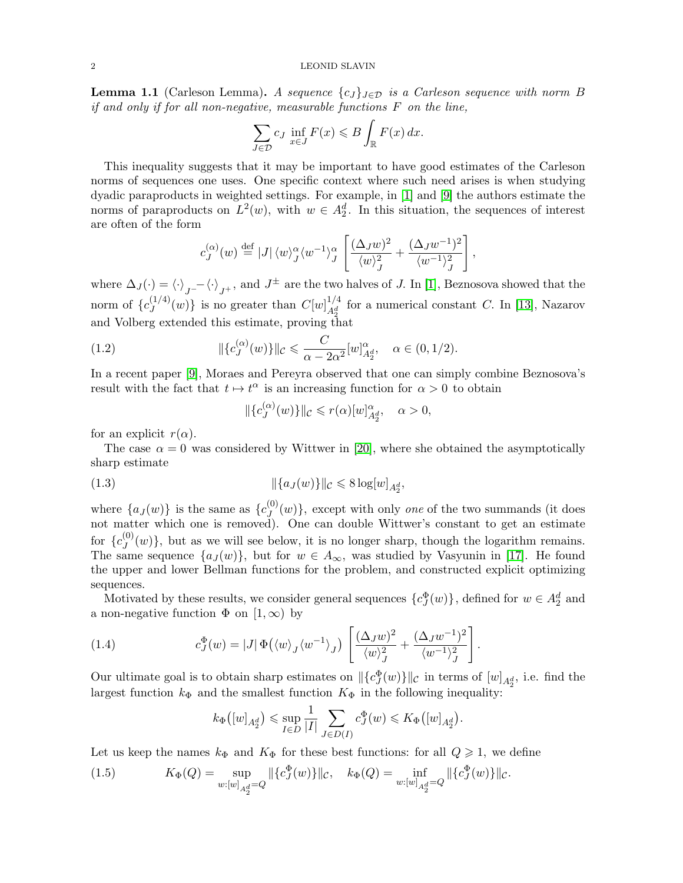**Lemma 1.1** (Carleson Lemma)**.** *A sequence $\{c_J\}_{J\in\mathcal{D}}$ is a Carleson sequence with norm $B$ if and only if for all non-negative, measurable functions $F$ on the line,*

$$\sum_{J\in\mathcal{D}} c_J \inf_{x\in J} F(x) \leqslant B\int_{\mathbb{R}} F(x)\,dx.$$

This inequality suggests that it may be important to have good estimates of the Carleson norms of sequences one uses. One specific context where such need arises is when studying dyadic paraproducts in weighted settings. For example, in [1] and [9] the authors estimate the norms of paraproducts on $L^2(w)$, with $w\in A_2^d$. In this situation, the sequences of interest are often of the form

$$c_J^{(\alpha)}(w) \stackrel{\text{def}}{=} |J|\,\langle w\rangle_J^{\alpha}\langle w^{-1}\rangle_J^{\alpha}\left[\frac{(\Delta_J w)^2}{\langle w\rangle_J^2}+\frac{(\Delta_J w^{-1})^2}{\langle w^{-1}\rangle_J^2}\right],$$

where $\Delta_J(\cdot)=\langle\cdot\rangle_{J^-}-\langle\cdot\rangle_{J^+}$, and $J^{\pm}$ are the two halves of $J$. In [1], Beznosova showed that the norm of $\{c_J^{(1/4)}(w)\}$ is no greater than $C[w]_{A_2^d}^{1/4}$ for a numerical constant $C$. In [13], Nazarov and Volberg extended this estimate, proving that

$$\|\{c_J^{(\alpha)}(w)\}\|_{\mathcal{C}} \leqslant \frac{C}{\alpha-2\alpha^2}[w]_{A_2^d}^{\alpha},\quad \alpha\in(0,1/2). \tag{1.2}$$

In a recent paper [9], Moraes and Pereyra observed that one can simply combine Beznosova's result with the fact that $t\mapsto t^{\alpha}$ is an increasing function for $\alpha>0$ to obtain

$$\|\{c_J^{(\alpha)}(w)\}\|_{\mathcal{C}} \leqslant r(\alpha)[w]_{A_2^d}^{\alpha},\quad \alpha>0,$$

for an explicit $r(\alpha)$.

The case $\alpha=0$ was considered by Wittwer in [20], where she obtained the asymptotically sharp estimate

$$\|\{a_J(w)\}\|_{\mathcal{C}} \leqslant 8\log[w]_{A_2^d}, \tag{1.3}$$

where $\{a_J(w)\}$ is the same as $\{c_J^{(0)}(w)\}$, except with only *one* of the two summands (it does not matter which one is removed). One can double Wittwer's constant to get an estimate for $\{c_J^{(0)}(w)\}$, but as we will see below, it is no longer sharp, though the logarithm remains. The same sequence $\{a_J(w)\}$, but for $w\in A_\infty$, was studied by Vasyunin in [17]. He found the upper and lower Bellman functions for the problem, and constructed explicit optimizing sequences.

Motivated by these results, we consider general sequences $\{c_J^{\Phi}(w)\}$, defined for $w\in A_2^d$ and a non-negative function $\Phi$ on $[1,\infty)$ by

$$c_J^{\Phi}(w)=|J|\,\Phi\big(\langle w\rangle_J\langle w^{-1}\rangle_J\big)\left[\frac{(\Delta_J w)^2}{\langle w\rangle_J^2}+\frac{(\Delta_J w^{-1})^2}{\langle w^{-1}\rangle_J^2}\right]. \tag{1.4}$$

Our ultimate goal is to obtain sharp estimates on $\|\{c_J^{\Phi}(w)\}\|_{\mathcal{C}}$ in terms of $[w]_{A_2^d}$, i.e. find the largest function $k_\Phi$ and the smallest function $K_\Phi$ in the following inequality:

$$k_\Phi\big([w]_{A_2^d}\big) \leqslant \sup_{I\in D}\frac{1}{|I|}\sum_{J\in D(I)} c_J^{\Phi}(w) \leqslant K_\Phi\big([w]_{A_2^d}\big).$$

Let us keep the names $k_\Phi$ and $K_\Phi$ for these best functions: for all $Q\geqslant 1$, we define

$$K_\Phi(Q)=\sup_{w:[w]_{A_2^d}=Q}\|\{c_J^{\Phi}(w)\}\|_{\mathcal{C}},\quad k_\Phi(Q)=\inf_{w:[w]_{A_2^d}=Q}\|\{c_J^{\Phi}(w)\}\|_{\mathcal{C}}. \tag{1.5}$$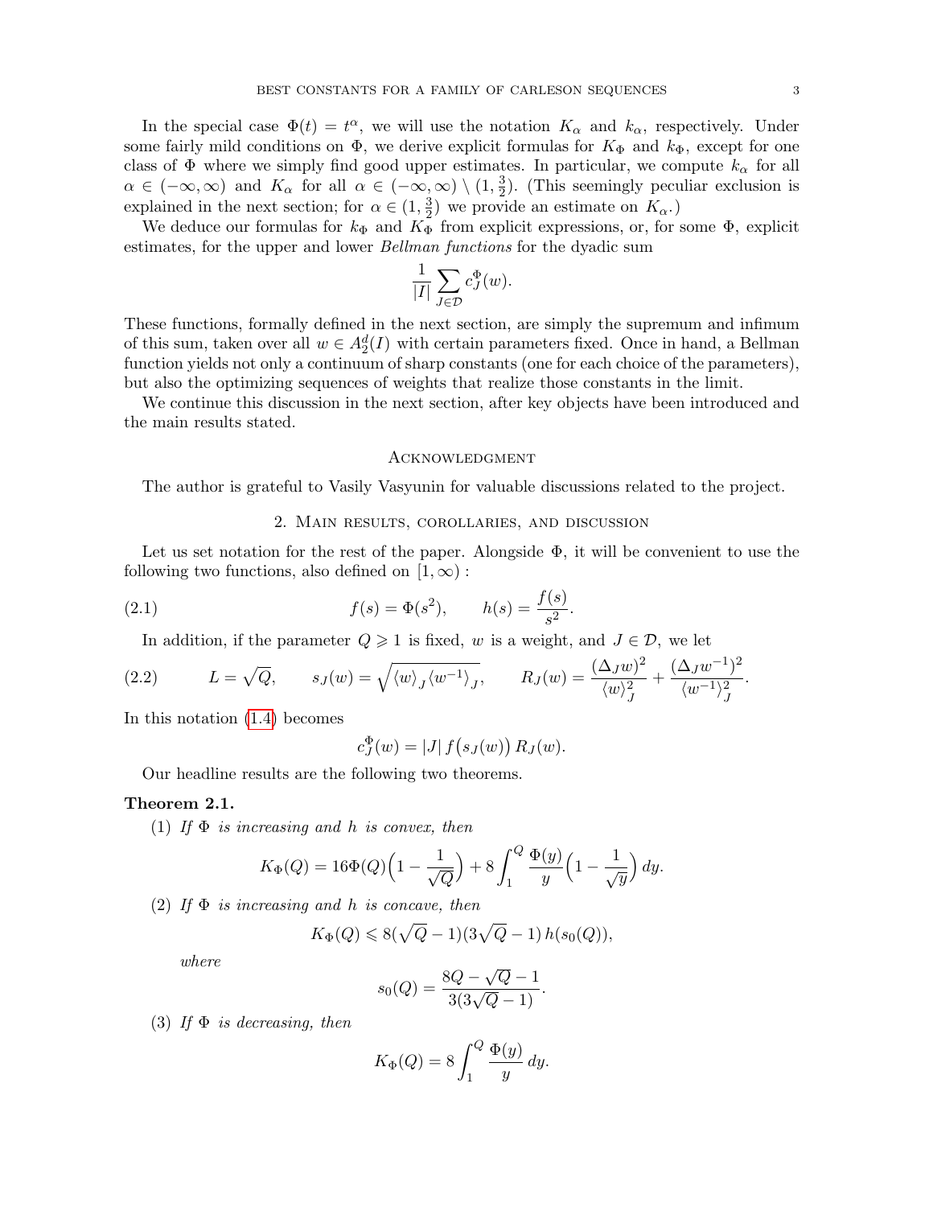In the special case $\Phi(t) = t^\alpha$, we will use the notation $K_\alpha$ and $k_\alpha$, respectively. Under some fairly mild conditions on $\Phi$, we derive explicit formulas for $K_\Phi$ and $k_\Phi$, except for one class of $\Phi$ where we simply find good upper estimates. In particular, we compute $k_\alpha$ for all $\alpha \in (-\infty, \infty)$ and $K_\alpha$ for all $\alpha \in (-\infty, \infty) \setminus (1, \frac{3}{2})$. (This seemingly peculiar exclusion is explained in the next section; for $\alpha \in (1, \frac{3}{2})$ we provide an estimate on $K_\alpha$.)

We deduce our formulas for $k_\Phi$ and $K_\Phi$ from explicit expressions, or, for some $\Phi$, explicit estimates, for the upper and lower *Bellman functions* for the dyadic sum

$$\frac{1}{|I|} \sum_{J \in \mathcal{D}} c_J^\Phi(w).$$

These functions, formally defined in the next section, are simply the supremum and infimum of this sum, taken over all $w \in A_2^d(I)$ with certain parameters fixed. Once in hand, a Bellman function yields not only a continuum of sharp constants (one for each choice of the parameters), but also the optimizing sequences of weights that realize those constants in the limit.

We continue this discussion in the next section, after key objects have been introduced and the main results stated.

## Acknowledgment

The author is grateful to Vasily Vasyunin for valuable discussions related to the project.

## 2. Main results, corollaries, and discussion

Let us set notation for the rest of the paper. Alongside $\Phi$, it will be convenient to use the following two functions, also defined on $[1, \infty)$ :

$$f(s) = \Phi(s^2), \qquad h(s) = \frac{f(s)}{s^2}. \tag{2.1}$$

In addition, if the parameter $Q \geqslant 1$ is fixed, $w$ is a weight, and $J \in \mathcal{D}$, we let

$$L = \sqrt{Q}, \qquad s_J(w) = \sqrt{\langle w \rangle_J \langle w^{-1} \rangle_J}, \qquad R_J(w) = \frac{(\Delta_J w)^2}{\langle w \rangle_J^2} + \frac{(\Delta_J w^{-1})^2}{\langle w^{-1} \rangle_J^2}. \tag{2.2}$$

In this notation (1.4) becomes

$$c_J^\Phi(w) = |J| \, f\big(s_J(w)\big) \, R_J(w).$$

Our headline results are the following two theorems.

**Theorem 2.1.**

(1) *If $\Phi$ is increasing and $h$ is convex, then*

$$K_\Phi(Q) = 16\Phi(Q)\Big(1 - \frac{1}{\sqrt{Q}}\Big) + 8\int_1^Q \frac{\Phi(y)}{y}\Big(1 - \frac{1}{\sqrt{y}}\Big)\, dy.$$

(2) *If $\Phi$ is increasing and $h$ is concave, then*

$$K_\Phi(Q) \leqslant 8(\sqrt{Q} - 1)(3\sqrt{Q} - 1)\, h(s_0(Q)),$$

*where*

$$s_0(Q) = \frac{8Q - \sqrt{Q} - 1}{3(3\sqrt{Q} - 1)}.$$

(3) *If $\Phi$ is decreasing, then*

$$K_\Phi(Q) = 8\int_1^Q \frac{\Phi(y)}{y}\, dy.$$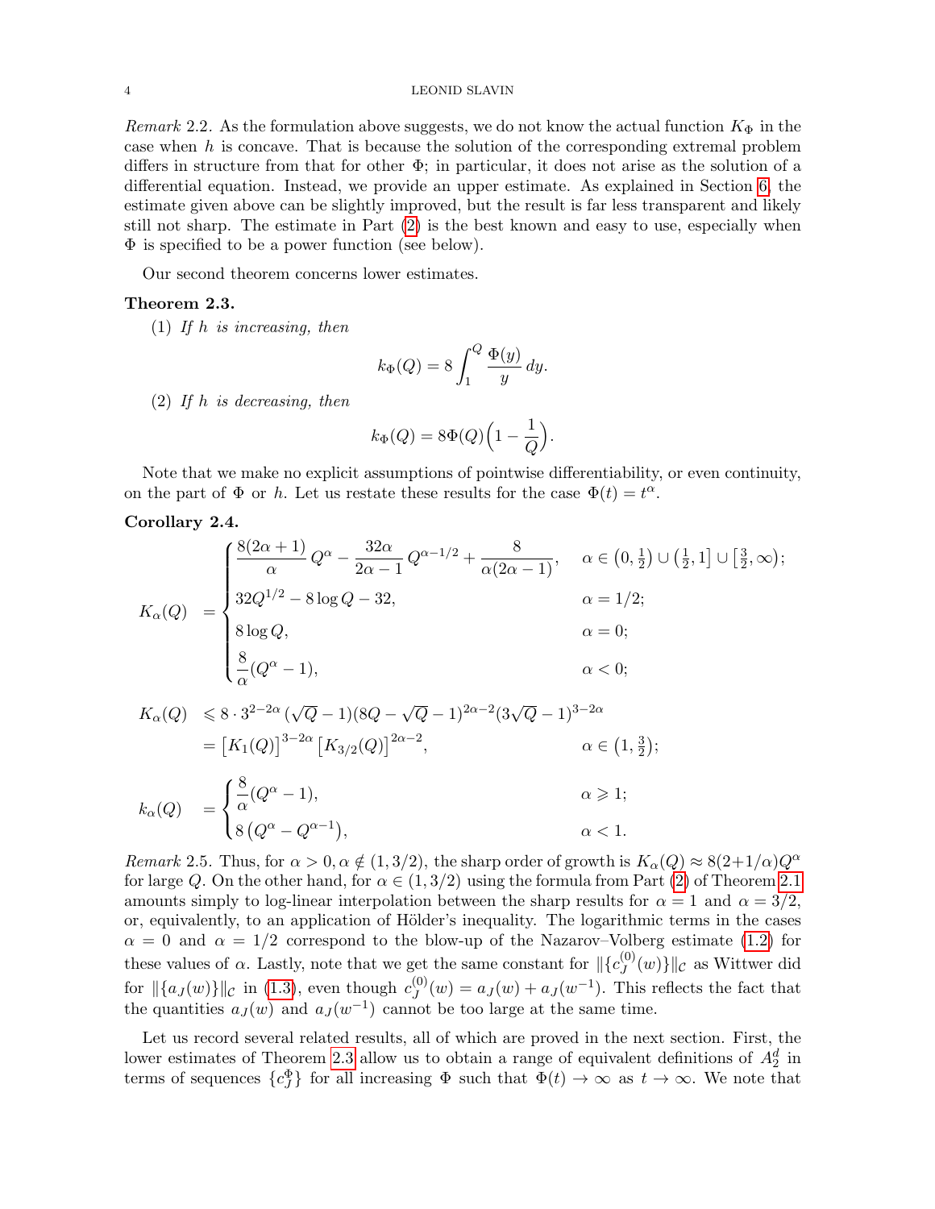*Remark* 2.2. As the formulation above suggests, we do not know the actual function $K_\Phi$ in the case when $h$ is concave. That is because the solution of the corresponding extremal problem differs in structure from that for other $\Phi$; in particular, it does not arise as the solution of a differential equation. Instead, we provide an upper estimate. As explained in Section 6, the estimate given above can be slightly improved, but the result is far less transparent and likely still not sharp. The estimate in Part (2) is the best known and easy to use, especially when $\Phi$ is specified to be a power function (see below).

Our second theorem concerns lower estimates.

**Theorem 2.3.**

(1) *If $h$ is increasing, then*

$$k_\Phi(Q) = 8\int_1^Q \frac{\Phi(y)}{y}\,dy.$$

(2) *If $h$ is decreasing, then*

$$k_\Phi(Q) = 8\Phi(Q)\Big(1-\frac{1}{Q}\Big).$$

Note that we make no explicit assumptions of pointwise differentiability, or even continuity, on the part of $\Phi$ or $h$. Let us restate these results for the case $\Phi(t)=t^\alpha$.

**Corollary 2.4.**

$$K_\alpha(Q) \;=\begin{cases} \dfrac{8(2\alpha+1)}{\alpha}\,Q^\alpha - \dfrac{32\alpha}{2\alpha-1}\,Q^{\alpha-1/2} + \dfrac{8}{\alpha(2\alpha-1)}, & \alpha\in\big(0,\tfrac12\big)\cup\big(\tfrac12,1\big]\cup\big[\tfrac32,\infty\big);\\[2mm] 32Q^{1/2} - 8\log Q - 32, & \alpha = 1/2;\\[2mm] 8\log Q, & \alpha=0;\\[2mm] \dfrac{8}{\alpha}(Q^\alpha-1), & \alpha<0; \end{cases}$$

$$\begin{aligned} K_\alpha(Q) \;&\leqslant 8\cdot 3^{2-2\alpha}\,(\sqrt{Q}-1)(8Q-\sqrt{Q}-1)^{2\alpha-2}(3\sqrt{Q}-1)^{3-2\alpha}\\ &= \big[K_1(Q)\big]^{3-2\alpha}\big[K_{3/2}(Q)\big]^{2\alpha-2}, \qquad \alpha\in\big(1,\tfrac32\big); \end{aligned}$$

$$k_\alpha(Q) \;=\begin{cases} \dfrac{8}{\alpha}(Q^\alpha-1), & \alpha\geqslant 1;\\[2mm] 8\left(Q^\alpha - Q^{\alpha-1}\right), & \alpha<1. \end{cases}$$

*Remark* 2.5. Thus, for $\alpha>0, \alpha\notin(1,3/2)$, the sharp order of growth is $K_\alpha(Q)\approx 8(2+1/\alpha)Q^\alpha$ for large $Q$. On the other hand, for $\alpha\in(1,3/2)$ using the formula from Part (2) of Theorem 2.1 amounts simply to log-linear interpolation between the sharp results for $\alpha=1$ and $\alpha=3/2$, or, equivalently, to an application of Hölder's inequality. The logarithmic terms in the cases $\alpha=0$ and $\alpha=1/2$ correspond to the blow-up of the Nazarov–Volberg estimate (1.2) for these values of $\alpha$. Lastly, note that we get the same constant for $\|\{c_J^{(0)}(w)\}\|_{\mathcal{C}}$ as Wittwer did for $\|\{a_J(w)\}\|_{\mathcal{C}}$ in (1.3), even though $c_J^{(0)}(w)=a_J(w)+a_J(w^{-1})$. This reflects the fact that the quantities $a_J(w)$ and $a_J(w^{-1})$ cannot be too large at the same time.

Let us record several related results, all of which are proved in the next section. First, the lower estimates of Theorem 2.3 allow us to obtain a range of equivalent definitions of $A_2^d$ in terms of sequences $\{c_J^\Phi\}$ for all increasing $\Phi$ such that $\Phi(t)\to\infty$ as $t\to\infty$. We note that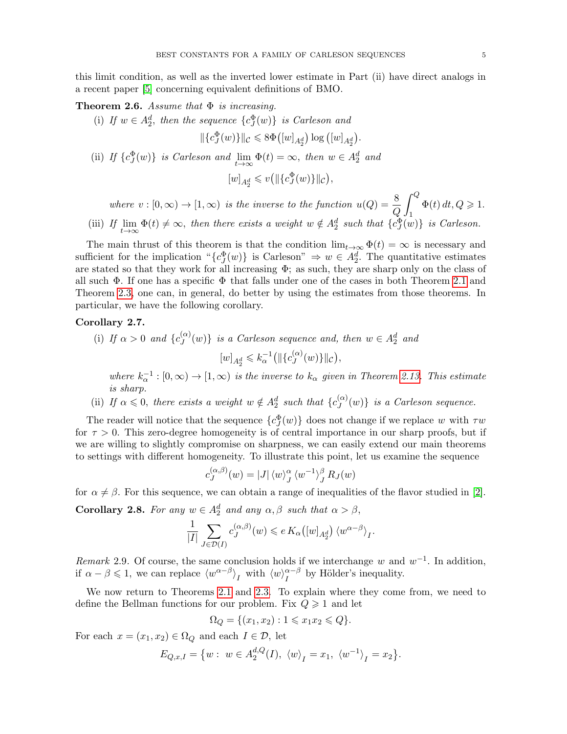this limit condition, as well as the inverted lower estimate in Part (ii) have direct analogs in a recent paper [5] concerning equivalent definitions of BMO.

**Theorem 2.6.** *Assume that $\Phi$ is increasing.*

(i) *If $w \in A_2^d$, then the sequence $\{c_J^\Phi(w)\}$ is Carleson and*
$$\|\{c_J^\Phi(w)\}\|_{\mathcal{C}} \leqslant 8\Phi\big([w]_{A_2^d}\big)\log\big([w]_{A_2^d}\big).$$

(ii) *If $\{c_J^\Phi(w)\}$ is Carleson and $\lim\limits_{t\to\infty}\Phi(t)=\infty$, then $w\in A_2^d$ and*
$$[w]_{A_2^d} \leqslant v\big(\|\{c_J^\Phi(w)\}\|_{\mathcal{C}}\big),$$
*where $v:[0,\infty)\to[1,\infty)$ is the inverse to the function $u(Q)=\dfrac{8}{Q}\displaystyle\int_1^Q \Phi(t)\,dt, Q\geqslant 1.$*

(iii) *If $\lim\limits_{t\to\infty}\Phi(t)\neq\infty$, then there exists a weight $w\notin A_2^d$ such that $\{c_J^\Phi(w)\}$ is Carleson.*

The main thrust of this theorem is that the condition $\lim_{t\to\infty}\Phi(t)=\infty$ is necessary and sufficient for the implication "$\{c_J^\Phi(w)\}$ is Carleson" $\Rightarrow w\in A_2^d$. The quantitative estimates are stated so that they work for all increasing $\Phi$; as such, they are sharp only on the class of all such $\Phi$. If one has a specific $\Phi$ that falls under one of the cases in both Theorem 2.1 and Theorem 2.3, one can, in general, do better by using the estimates from those theorems. In particular, we have the following corollary.

**Corollary 2.7.**

(i) *If $\alpha>0$ and $\{c_J^{(\alpha)}(w)\}$ is a Carleson sequence and, then $w\in A_2^d$ and*
$$[w]_{A_2^d} \leqslant k_\alpha^{-1}\big(\|\{c_J^{(\alpha)}(w)\}\|_{\mathcal{C}}\big),$$
*where $k_\alpha^{-1}:[0,\infty)\to[1,\infty)$ is the inverse to $k_\alpha$ given in Theorem 2.13. This estimate is sharp.*

(ii) *If $\alpha\leqslant 0$, there exists a weight $w\notin A_2^d$ such that $\{c_J^{(\alpha)}(w)\}$ is a Carleson sequence.*

The reader will notice that the sequence $\{c_J^\Phi(w)\}$ does not change if we replace $w$ with $\tau w$ for $\tau>0$. This zero-degree homogeneity is of central importance in our sharp proofs, but if we are willing to slightly compromise on sharpness, we can easily extend our main theorems to settings with different homogeneity. To illustrate this point, let us examine the sequence
$$c_J^{(\alpha,\beta)}(w)=|J|\,\langle w\rangle_J^\alpha\,\langle w^{-1}\rangle_J^\beta\,R_J(w)$$
for $\alpha\neq\beta$. For this sequence, we can obtain a range of inequalities of the flavor studied in [2].

**Corollary 2.8.** *For any $w\in A_2^d$ and any $\alpha,\beta$ such that $\alpha>\beta$,*
$$\frac{1}{|I|}\sum_{J\in\mathcal{D}(I)} c_J^{(\alpha,\beta)}(w)\leqslant e\,K_\alpha\big([w]_{A_2^d}\big)\,\langle w^{\alpha-\beta}\rangle_I.$$

*Remark* 2.9. Of course, the same conclusion holds if we interchange $w$ and $w^{-1}$. In addition, if $\alpha-\beta\leqslant 1$, we can replace $\langle w^{\alpha-\beta}\rangle_I$ with $\langle w\rangle_I^{\alpha-\beta}$ by Hölder's inequality.

We now return to Theorems 2.1 and 2.3. To explain where they come from, we need to define the Bellman functions for our problem. Fix $Q\geqslant 1$ and let
$$\Omega_Q=\{(x_1,x_2):1\leqslant x_1x_2\leqslant Q\}.$$
For each $x=(x_1,x_2)\in\Omega_Q$ and each $I\in\mathcal{D}$, let
$$E_{Q,x,I}=\big\{w:\ w\in A_2^{d,Q}(I),\ \langle w\rangle_I=x_1,\ \langle w^{-1}\rangle_I=x_2\big\}.$$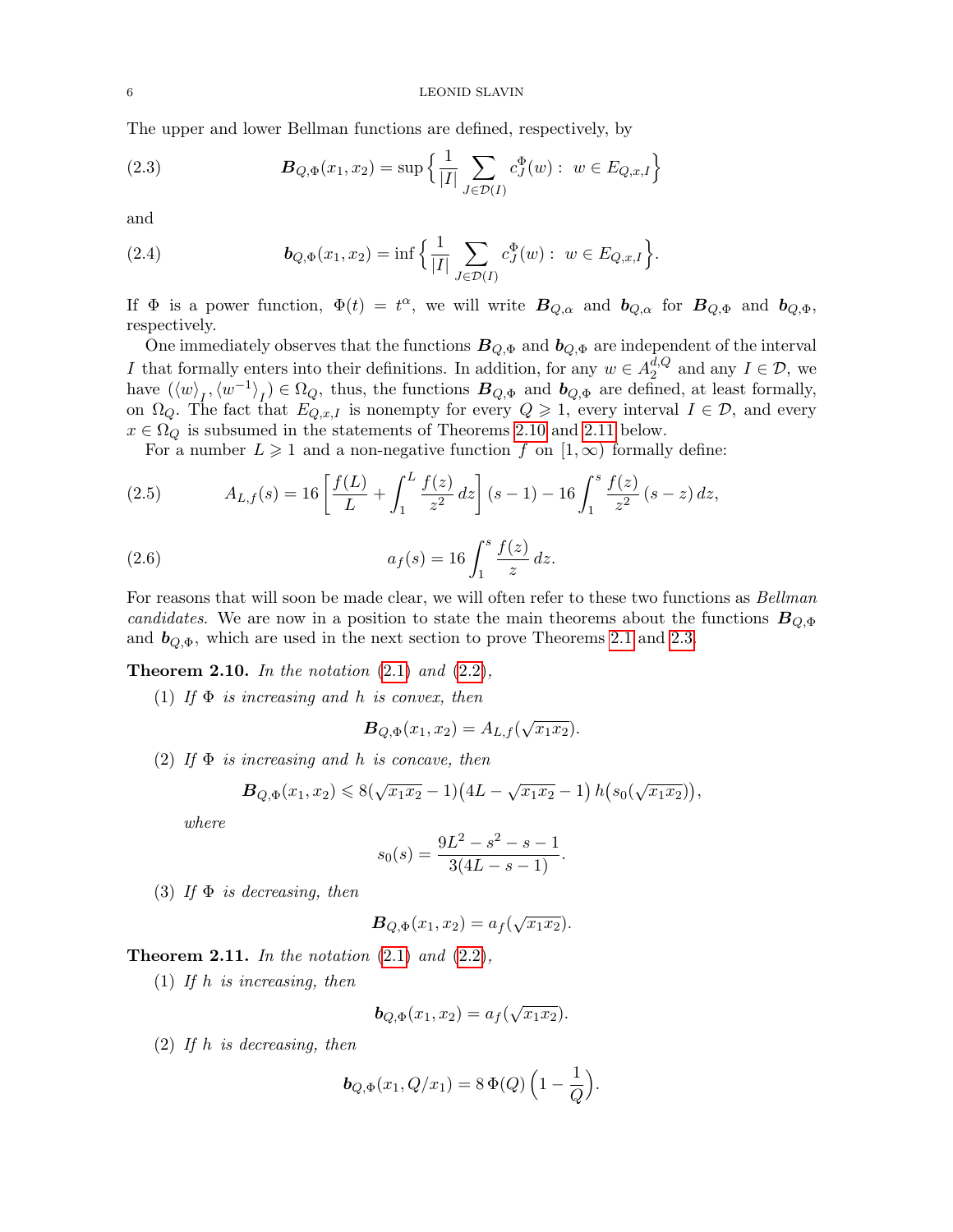The upper and lower Bellman functions are defined, respectively, by

$$\boldsymbol{B}_{Q,\Phi}(x_1,x_2)=\sup\Big\{\frac{1}{|I|}\sum_{J\in\mathcal{D}(I)}c_J^{\Phi}(w):\ w\in E_{Q,x,I}\Big\} \tag{2.3}$$

and

$$\boldsymbol{b}_{Q,\Phi}(x_1,x_2)=\inf\Big\{\frac{1}{|I|}\sum_{J\in\mathcal{D}(I)}c_J^{\Phi}(w):\ w\in E_{Q,x,I}\Big\}. \tag{2.4}$$

If $\Phi$ is a power function, $\Phi(t)=t^{\alpha}$, we will write $\boldsymbol{B}_{Q,\alpha}$ and $\boldsymbol{b}_{Q,\alpha}$ for $\boldsymbol{B}_{Q,\Phi}$ and $\boldsymbol{b}_{Q,\Phi}$, respectively.

One immediately observes that the functions $\boldsymbol{B}_{Q,\Phi}$ and $\boldsymbol{b}_{Q,\Phi}$ are independent of the interval $I$ that formally enters into their definitions. In addition, for any $w\in A_2^{d,Q}$ and any $I\in\mathcal{D}$, we have $(\langle w\rangle_I,\langle w^{-1}\rangle_I)\in\Omega_Q$, thus, the functions $\boldsymbol{B}_{Q,\Phi}$ and $\boldsymbol{b}_{Q,\Phi}$ are defined, at least formally, on $\Omega_Q$. The fact that $E_{Q,x,I}$ is nonempty for every $Q\geqslant 1$, every interval $I\in\mathcal{D}$, and every $x\in\Omega_Q$ is subsumed in the statements of Theorems 2.10 and 2.11 below.

For a number $L\geqslant 1$ and a non-negative function $f$ on $[1,\infty)$ formally define:

$$A_{L,f}(s)=16\left[\frac{f(L)}{L}+\int_1^L\frac{f(z)}{z^2}\,dz\right](s-1)-16\int_1^s\frac{f(z)}{z^2}\,(s-z)\,dz, \tag{2.5}$$

$$a_f(s)=16\int_1^s\frac{f(z)}{z}\,dz. \tag{2.6}$$

For reasons that will soon be made clear, we will often refer to these two functions as *Bellman candidates*. We are now in a position to state the main theorems about the functions $\boldsymbol{B}_{Q,\Phi}$ and $\boldsymbol{b}_{Q,\Phi}$, which are used in the next section to prove Theorems 2.1 and 2.3.

**Theorem 2.10.** *In the notation* (2.1) *and* (2.2),

(1) *If $\Phi$ is increasing and $h$ is convex, then*

$$\boldsymbol{B}_{Q,\Phi}(x_1,x_2)=A_{L,f}(\sqrt{x_1x_2}).$$

(2) *If $\Phi$ is increasing and $h$ is concave, then*

$$\boldsymbol{B}_{Q,\Phi}(x_1,x_2)\leqslant 8(\sqrt{x_1x_2}-1)\big(4L-\sqrt{x_1x_2}-1\big)\,h\big(s_0(\sqrt{x_1x_2})\big),$$

*where*

$$s_0(s)=\frac{9L^2-s^2-s-1}{3(4L-s-1)}.$$

(3) *If $\Phi$ is decreasing, then*

$$\boldsymbol{B}_{Q,\Phi}(x_1,x_2)=a_f(\sqrt{x_1x_2}).$$

**Theorem 2.11.** *In the notation* (2.1) *and* (2.2),

(1) *If $h$ is increasing, then*

$$\boldsymbol{b}_{Q,\Phi}(x_1,x_2)=a_f(\sqrt{x_1x_2}).$$

(2) *If $h$ is decreasing, then*

$$\boldsymbol{b}_{Q,\Phi}(x_1,Q/x_1)=8\,\Phi(Q)\Big(1-\frac{1}{Q}\Big).$$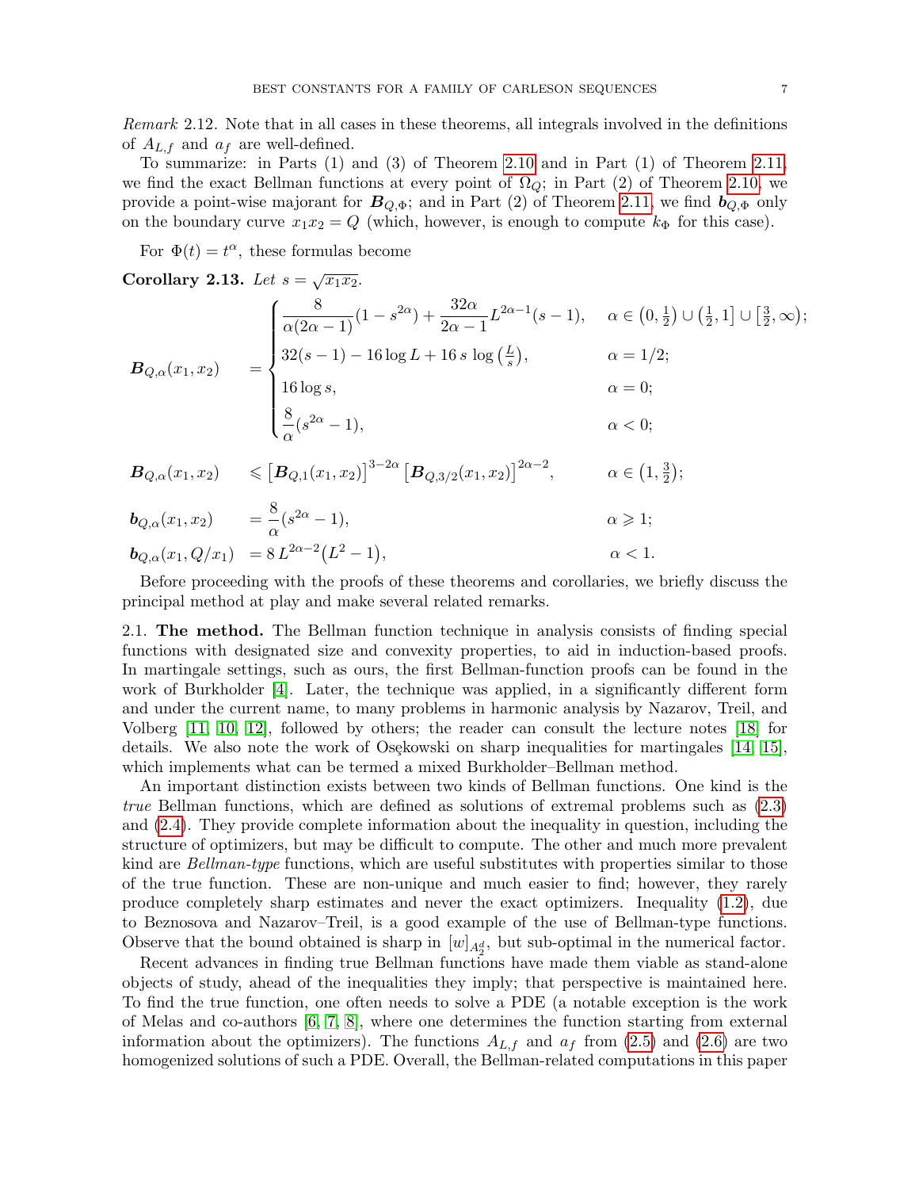*Remark* 2.12. Note that in all cases in these theorems, all integrals involved in the definitions of $A_{L,f}$ and $a_f$ are well-defined.

To summarize: in Parts (1) and (3) of Theorem 2.10 and in Part (1) of Theorem 2.11, we find the exact Bellman functions at every point of $\Omega_Q$; in Part (2) of Theorem 2.10, we provide a point-wise majorant for $\boldsymbol{B}_{Q,\Phi}$; and in Part (2) of Theorem 2.11, we find $\boldsymbol{b}_{Q,\Phi}$ only on the boundary curve $x_1x_2 = Q$ (which, however, is enough to compute $k_\Phi$ for this case).

For $\Phi(t) = t^\alpha$, these formulas become

**Corollary 2.13.** *Let* $s = \sqrt{x_1x_2}$.

$$
\boldsymbol{B}_{Q,\alpha}(x_1,x_2) = \begin{cases} \dfrac{8}{\alpha(2\alpha-1)}(1-s^{2\alpha}) + \dfrac{32\alpha}{2\alpha-1}L^{2\alpha-1}(s-1), & \alpha \in \left(0,\tfrac12\right)\cup\left(\tfrac12,1\right]\cup\left[\tfrac32,\infty\right); \\ 32(s-1) - 16\log L + 16\,s\,\log\left(\tfrac{L}{s}\right), & \alpha = 1/2; \\ 16\log s, & \alpha = 0; \\ \dfrac{8}{\alpha}(s^{2\alpha}-1), & \alpha < 0; \end{cases}
$$

$$
\boldsymbol{B}_{Q,\alpha}(x_1,x_2) \leqslant \left[\boldsymbol{B}_{Q,1}(x_1,x_2)\right]^{3-2\alpha}\left[\boldsymbol{B}_{Q,3/2}(x_1,x_2)\right]^{2\alpha-2}, \qquad \alpha \in \left(1,\tfrac32\right);
$$

$$
\boldsymbol{b}_{Q,\alpha}(x_1,x_2) = \frac{8}{\alpha}(s^{2\alpha}-1), \qquad \alpha \geqslant 1;
$$

$$
\boldsymbol{b}_{Q,\alpha}(x_1,Q/x_1) = 8\,L^{2\alpha-2}\big(L^2-1\big), \qquad \alpha < 1.
$$

Before proceeding with the proofs of these theorems and corollaries, we briefly discuss the principal method at play and make several related remarks.

## 2.1. The method.

The Bellman function technique in analysis consists of finding special functions with designated size and convexity properties, to aid in induction-based proofs. In martingale settings, such as ours, the first Bellman-function proofs can be found in the work of Burkholder [4]. Later, the technique was applied, in a significantly different form and under the current name, to many problems in harmonic analysis by Nazarov, Treil, and Volberg [11, 10, 12], followed by others; the reader can consult the lecture notes [18] for details. We also note the work of Osękowski on sharp inequalities for martingales [14, 15], which implements what can be termed a mixed Burkholder–Bellman method.

An important distinction exists between two kinds of Bellman functions. One kind is the *true* Bellman functions, which are defined as solutions of extremal problems such as (2.3) and (2.4). They provide complete information about the inequality in question, including the structure of optimizers, but may be difficult to compute. The other and much more prevalent kind are *Bellman-type* functions, which are useful substitutes with properties similar to those of the true function. These are non-unique and much easier to find; however, they rarely produce completely sharp estimates and never the exact optimizers. Inequality (1.2), due to Beznosova and Nazarov–Treil, is a good example of the use of Bellman-type functions. Observe that the bound obtained is sharp in $[w]_{A_2^d}$, but sub-optimal in the numerical factor.

Recent advances in finding true Bellman functions have made them viable as stand-alone objects of study, ahead of the inequalities they imply; that perspective is maintained here. To find the true function, one often needs to solve a PDE (a notable exception is the work of Melas and co-authors [6, 7, 8], where one determines the function starting from external information about the optimizers). The functions $A_{L,f}$ and $a_f$ from (2.5) and (2.6) are two homogenized solutions of such a PDE. Overall, the Bellman-related computations in this paper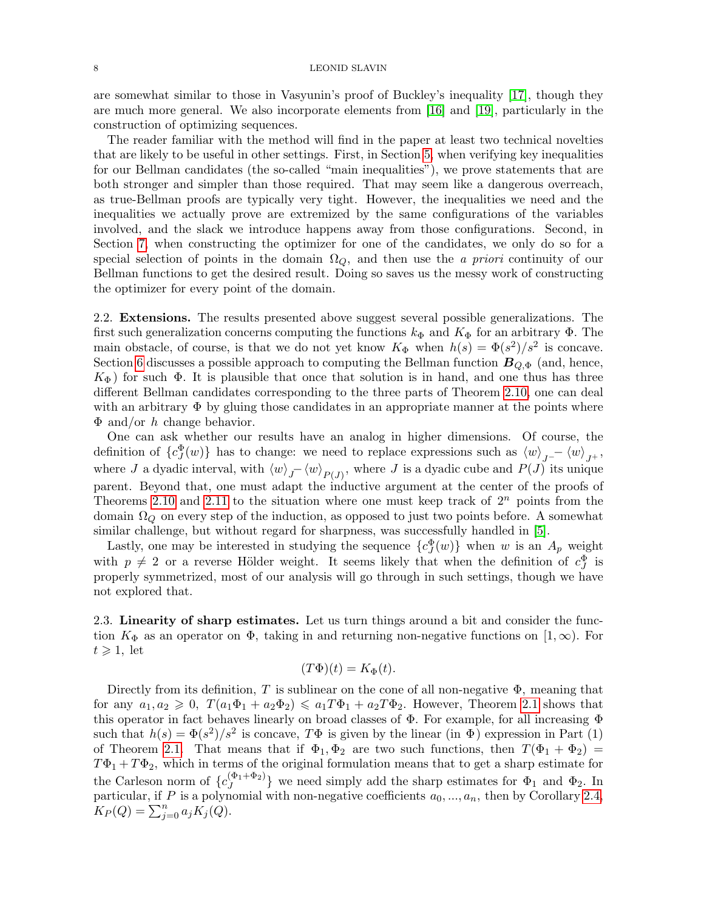are somewhat similar to those in Vasyunin's proof of Buckley's inequality [17], though they are much more general. We also incorporate elements from [16] and [19], particularly in the construction of optimizing sequences.

The reader familiar with the method will find in the paper at least two technical novelties that are likely to be useful in other settings. First, in Section 5, when verifying key inequalities for our Bellman candidates (the so-called "main inequalities"), we prove statements that are both stronger and simpler than those required. That may seem like a dangerous overreach, as true-Bellman proofs are typically very tight. However, the inequalities we need and the inequalities we actually prove are extremized by the same configurations of the variables involved, and the slack we introduce happens away from those configurations. Second, in Section 7, when constructing the optimizer for one of the candidates, we only do so for a special selection of points in the domain $\Omega_Q$, and then use the *a priori* continuity of our Bellman functions to get the desired result. Doing so saves us the messy work of constructing the optimizer for every point of the domain.

**2.2. Extensions.** The results presented above suggest several possible generalizations. The first such generalization concerns computing the functions $k_\Phi$ and $K_\Phi$ for an arbitrary $\Phi$. The main obstacle, of course, is that we do not yet know $K_\Phi$ when $h(s) = \Phi(s^2)/s^2$ is concave. Section 6 discusses a possible approach to computing the Bellman function $\boldsymbol{B}_{Q,\Phi}$ (and, hence, $K_\Phi$) for such $\Phi$. It is plausible that once that solution is in hand, and one thus has three different Bellman candidates corresponding to the three parts of Theorem 2.10, one can deal with an arbitrary $\Phi$ by gluing those candidates in an appropriate manner at the points where $\Phi$ and/or $h$ change behavior.

One can ask whether our results have an analog in higher dimensions. Of course, the definition of $\{c_J^\Phi(w)\}$ has to change: we need to replace expressions such as $\langle w\rangle_{J^-} - \langle w\rangle_{J^+}$, where $J$ a dyadic interval, with $\langle w\rangle_J - \langle w\rangle_{P(J)}$, where $J$ is a dyadic cube and $P(J)$ its unique parent. Beyond that, one must adapt the inductive argument at the center of the proofs of Theorems 2.10 and 2.11 to the situation where one must keep track of $2^n$ points from the domain $\Omega_Q$ on every step of the induction, as opposed to just two points before. A somewhat similar challenge, but without regard for sharpness, was successfully handled in [5].

Lastly, one may be interested in studying the sequence $\{c_J^\Phi(w)\}$ when $w$ is an $A_p$ weight with $p \neq 2$ or a reverse Hölder weight. It seems likely that when the definition of $c_J^\Phi$ is properly symmetrized, most of our analysis will go through in such settings, though we have not explored that.

**2.3. Linearity of sharp estimates.** Let us turn things around a bit and consider the function $K_\Phi$ as an operator on $\Phi$, taking in and returning non-negative functions on $[1,\infty)$. For $t \geqslant 1$, let

$$(T\Phi)(t) = K_\Phi(t).$$

Directly from its definition, $T$ is sublinear on the cone of all non-negative $\Phi$, meaning that for any $a_1, a_2 \geqslant 0$, $T(a_1\Phi_1 + a_2\Phi_2) \leqslant a_1 T\Phi_1 + a_2 T\Phi_2$. However, Theorem 2.1 shows that this operator in fact behaves linearly on broad classes of $\Phi$. For example, for all increasing $\Phi$ such that $h(s) = \Phi(s^2)/s^2$ is concave, $T\Phi$ is given by the linear (in $\Phi$) expression in Part (1) of Theorem 2.1. That means that if $\Phi_1, \Phi_2$ are two such functions, then $T(\Phi_1 + \Phi_2) = T\Phi_1 + T\Phi_2$, which in terms of the original formulation means that to get a sharp estimate for the Carleson norm of $\{c_J^{(\Phi_1+\Phi_2)}\}$ we need simply add the sharp estimates for $\Phi_1$ and $\Phi_2$. In particular, if $P$ is a polynomial with non-negative coefficients $a_0, ..., a_n$, then by Corollary 2.4, $K_P(Q) = \sum_{j=0}^n a_j K_j(Q)$.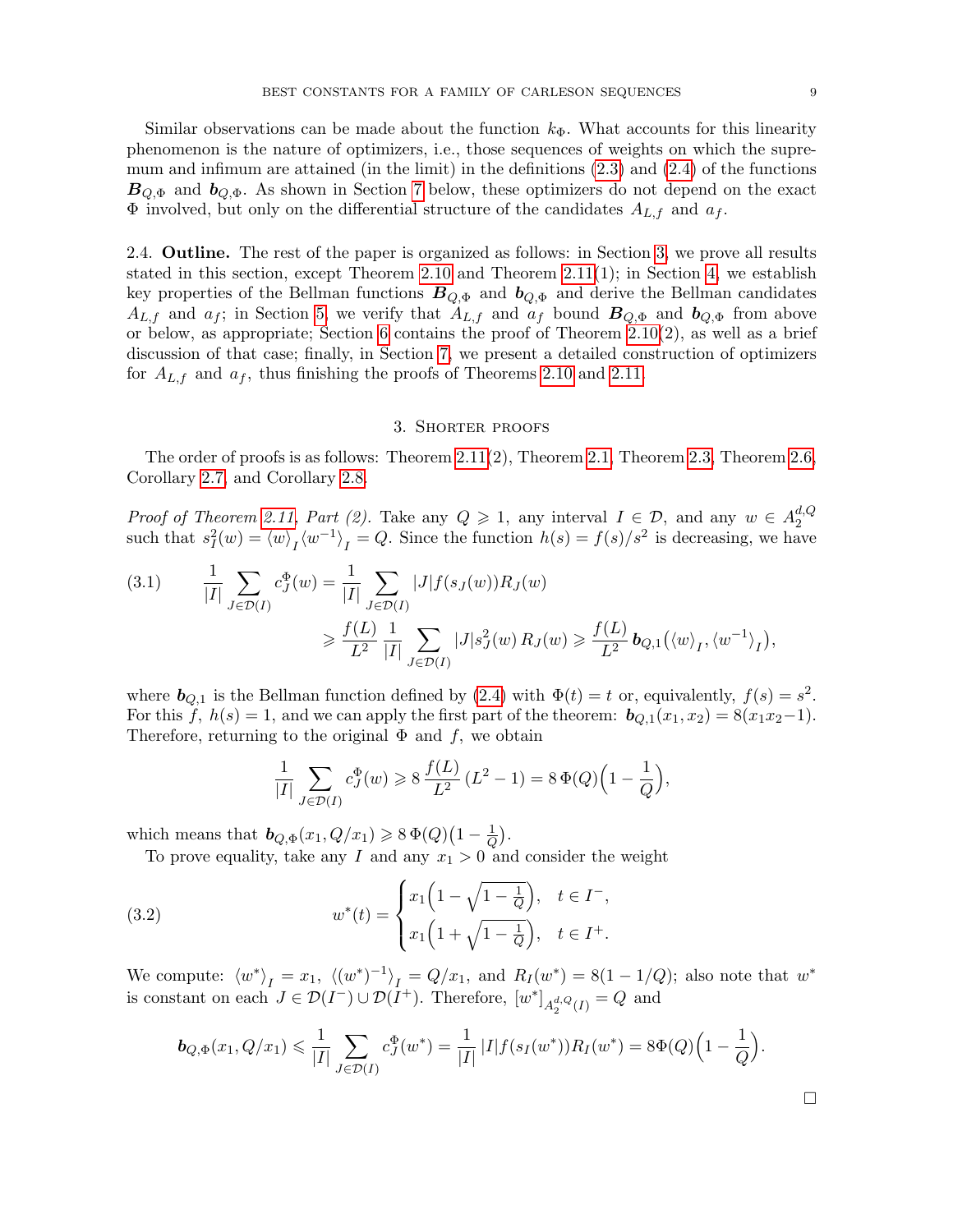Similar observations can be made about the function $k_\Phi$. What accounts for this linearity phenomenon is the nature of optimizers, i.e., those sequences of weights on which the supremum and infimum are attained (in the limit) in the definitions (2.3) and (2.4) of the functions $\boldsymbol{B}_{Q,\Phi}$ and $\boldsymbol{b}_{Q,\Phi}$. As shown in Section 7 below, these optimizers do not depend on the exact $\Phi$ involved, but only on the differential structure of the candidates $A_{L,f}$ and $a_f$.

2.4. **Outline.** The rest of the paper is organized as follows: in Section 3, we prove all results stated in this section, except Theorem 2.10 and Theorem 2.11(1); in Section 4, we establish key properties of the Bellman functions $\boldsymbol{B}_{Q,\Phi}$ and $\boldsymbol{b}_{Q,\Phi}$ and derive the Bellman candidates $A_{L,f}$ and $a_f$; in Section 5, we verify that $A_{L,f}$ and $a_f$ bound $\boldsymbol{B}_{Q,\Phi}$ and $\boldsymbol{b}_{Q,\Phi}$ from above or below, as appropriate; Section 6 contains the proof of Theorem 2.10(2), as well as a brief discussion of that case; finally, in Section 7, we present a detailed construction of optimizers for $A_{L,f}$ and $a_f$, thus finishing the proofs of Theorems 2.10 and 2.11.

## 3. Shorter proofs

The order of proofs is as follows: Theorem 2.11(2), Theorem 2.1, Theorem 2.3, Theorem 2.6, Corollary 2.7, and Corollary 2.8.

*Proof of Theorem 2.11, Part (2).* Take any $Q \geqslant 1$, any interval $I \in \mathcal{D}$, and any $w \in A_2^{d,Q}$ such that $s_I^2(w) = \langle w \rangle_I \langle w^{-1} \rangle_I = Q$. Since the function $h(s) = f(s)/s^2$ is decreasing, we have

$$
\begin{aligned}
(3.1) \qquad \frac{1}{|I|} \sum_{J \in \mathcal{D}(I)} c_J^\Phi(w) &= \frac{1}{|I|} \sum_{J \in \mathcal{D}(I)} |J| f(s_J(w)) R_J(w) \\
&\geqslant \frac{f(L)}{L^2} \frac{1}{|I|} \sum_{J \in \mathcal{D}(I)} |J| s_J^2(w)\, R_J(w) \geqslant \frac{f(L)}{L^2}\, \boldsymbol{b}_{Q,1}\big(\langle w \rangle_I, \langle w^{-1} \rangle_I\big),
\end{aligned}
$$

where $\boldsymbol{b}_{Q,1}$ is the Bellman function defined by (2.4) with $\Phi(t) = t$ or, equivalently, $f(s) = s^2$. For this $f$, $h(s) = 1$, and we can apply the first part of the theorem: $\boldsymbol{b}_{Q,1}(x_1, x_2) = 8(x_1 x_2 - 1)$. Therefore, returning to the original $\Phi$ and $f$, we obtain

$$
\frac{1}{|I|} \sum_{J \in \mathcal{D}(I)} c_J^\Phi(w) \geqslant 8\, \frac{f(L)}{L^2}\, (L^2 - 1) = 8\, \Phi(Q) \Big(1 - \frac{1}{Q}\Big),
$$

which means that $\boldsymbol{b}_{Q,\Phi}(x_1, Q/x_1) \geqslant 8\, \Phi(Q)\big(1 - \frac{1}{Q}\big)$.

To prove equality, take any $I$ and any $x_1 > 0$ and consider the weight

$$
(3.2) \qquad w^*(t) = \begin{cases} x_1 \Big(1 - \sqrt{1 - \frac{1}{Q}}\Big), & t \in I^-, \\ x_1 \Big(1 + \sqrt{1 - \frac{1}{Q}}\Big), & t \in I^+. \end{cases}
$$

We compute: $\langle w^* \rangle_I = x_1$, $\langle (w^*)^{-1} \rangle_I = Q/x_1$, and $R_I(w^*) = 8(1 - 1/Q)$; also note that $w^*$ is constant on each $J \in \mathcal{D}(I^-) \cup \mathcal{D}(I^+)$. Therefore, $[w^*]_{A_2^{d,Q}(I)} = Q$ and

$$
\boldsymbol{b}_{Q,\Phi}(x_1, Q/x_1) \leqslant \frac{1}{|I|} \sum_{J \in \mathcal{D}(I)} c_J^\Phi(w^*) = \frac{1}{|I|}\, |I| f(s_I(w^*)) R_I(w^*) = 8\Phi(Q) \Big(1 - \frac{1}{Q}\Big).
$$

□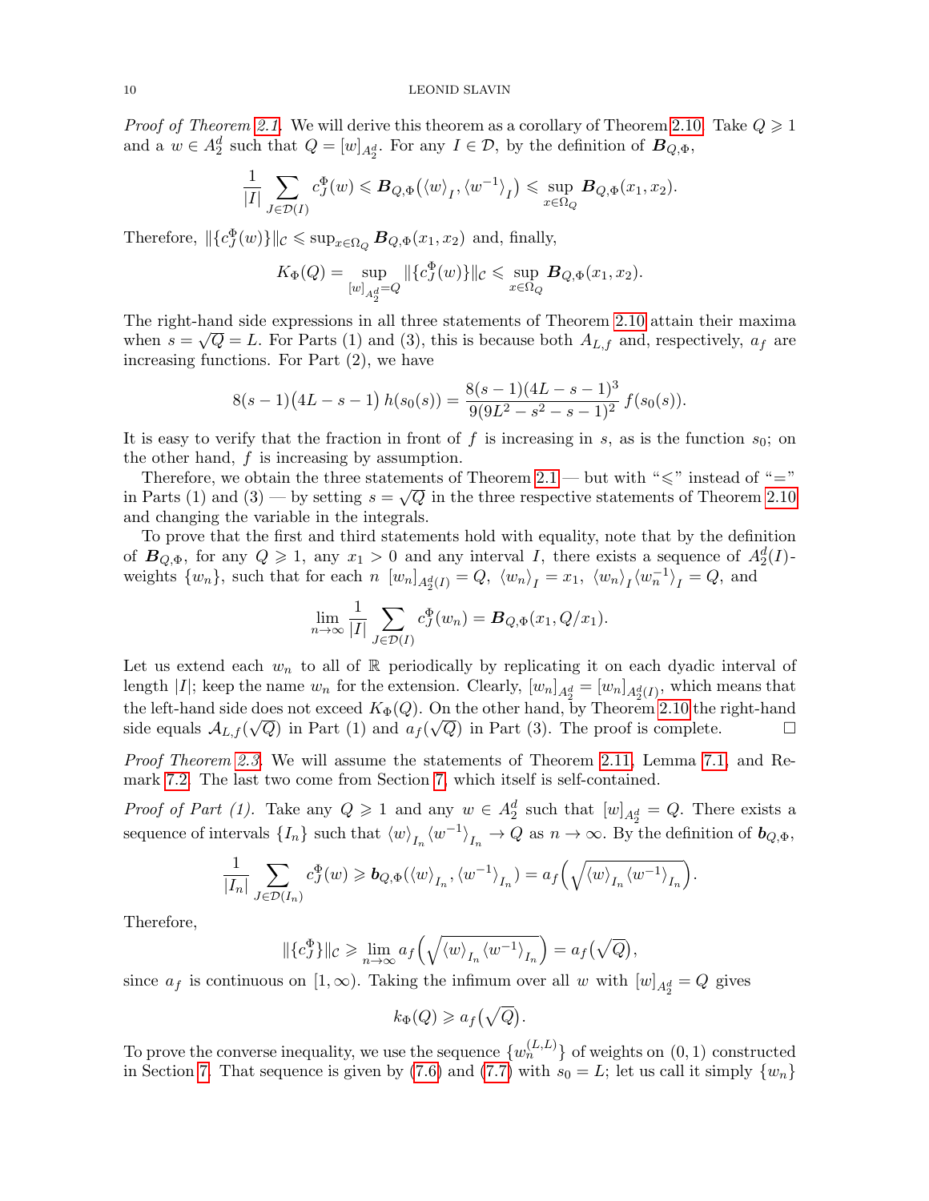*Proof of Theorem 2.1.* We will derive this theorem as a corollary of Theorem 2.10. Take $Q \geqslant 1$ and a $w \in A_2^d$ such that $Q = [w]_{A_2^d}$. For any $I \in \mathcal{D}$, by the definition of $\boldsymbol{B}_{Q,\Phi}$,

$$\frac{1}{|I|} \sum_{J \in \mathcal{D}(I)} c_J^\Phi(w) \leqslant \boldsymbol{B}_{Q,\Phi}\big(\langle w \rangle_I, \langle w^{-1} \rangle_I\big) \leqslant \sup_{x \in \Omega_Q} \boldsymbol{B}_{Q,\Phi}(x_1, x_2).$$

Therefore, $\|\{c_J^\Phi(w)\}\|_{\mathcal{C}} \leqslant \sup_{x \in \Omega_Q} \boldsymbol{B}_{Q,\Phi}(x_1, x_2)$ and, finally,

$$K_\Phi(Q) = \sup_{[w]_{A_2^d} = Q} \|\{c_J^\Phi(w)\}\|_{\mathcal{C}} \leqslant \sup_{x \in \Omega_Q} \boldsymbol{B}_{Q,\Phi}(x_1, x_2).$$

The right-hand side expressions in all three statements of Theorem 2.10 attain their maxima when $s = \sqrt{Q} = L$. For Parts (1) and (3), this is because both $A_{L,f}$ and, respectively, $a_f$ are increasing functions. For Part (2), we have

$$8(s-1)\big(4L - s - 1\big)\, h(s_0(s)) = \frac{8(s-1)(4L-s-1)^3}{9(9L^2 - s^2 - s - 1)^2}\, f(s_0(s)).$$

It is easy to verify that the fraction in front of $f$ is increasing in $s$, as is the function $s_0$; on the other hand, $f$ is increasing by assumption.

Therefore, we obtain the three statements of Theorem 2.1 — but with "$\leqslant$" instead of "$=$" in Parts (1) and (3) — by setting $s = \sqrt{Q}$ in the three respective statements of Theorem 2.10 and changing the variable in the integrals.

To prove that the first and third statements hold with equality, note that by the definition of $\boldsymbol{B}_{Q,\Phi}$, for any $Q \geqslant 1$, any $x_1 > 0$ and any interval $I$, there exists a sequence of $A_2^d(I)$-weights $\{w_n\}$, such that for each $n$ $[w_n]_{A_2^d(I)} = Q$, $\langle w_n \rangle_I = x_1$, $\langle w_n \rangle_I \langle w_n^{-1} \rangle_I = Q$, and

$$\lim_{n \to \infty} \frac{1}{|I|} \sum_{J \in \mathcal{D}(I)} c_J^\Phi(w_n) = \boldsymbol{B}_{Q,\Phi}(x_1, Q/x_1).$$

Let us extend each $w_n$ to all of $\mathbb{R}$ periodically by replicating it on each dyadic interval of length $|I|$; keep the name $w_n$ for the extension. Clearly, $[w_n]_{A_2^d} = [w_n]_{A_2^d(I)}$, which means that the left-hand side does not exceed $K_\Phi(Q)$. On the other hand, by Theorem 2.10 the right-hand side equals $\mathcal{A}_{L,f}(\sqrt{Q})$ in Part (1) and $a_f(\sqrt{Q})$ in Part (3). The proof is complete. $\square$

*Proof Theorem 2.3.* We will assume the statements of Theorem 2.11, Lemma 7.1, and Remark 7.2. The last two come from Section 7, which itself is self-contained.

*Proof of Part (1).* Take any $Q \geqslant 1$ and any $w \in A_2^d$ such that $[w]_{A_2^d} = Q$. There exists a sequence of intervals $\{I_n\}$ such that $\langle w \rangle_{I_n} \langle w^{-1} \rangle_{I_n} \to Q$ as $n \to \infty$. By the definition of $\boldsymbol{b}_{Q,\Phi}$,

$$\frac{1}{|I_n|} \sum_{J \in \mathcal{D}(I_n)} c_J^\Phi(w) \geqslant \boldsymbol{b}_{Q,\Phi}(\langle w \rangle_{I_n}, \langle w^{-1} \rangle_{I_n}) = a_f\Big(\sqrt{\langle w \rangle_{I_n} \langle w^{-1} \rangle_{I_n}}\Big).$$

Therefore,

$$\|\{c_J^\Phi\}\|_{\mathcal{C}} \geqslant \lim_{n \to \infty} a_f\Big(\sqrt{\langle w \rangle_{I_n} \langle w^{-1} \rangle_{I_n}}\Big) = a_f\big(\sqrt{Q}\big),$$

since $a_f$ is continuous on $[1, \infty)$. Taking the infimum over all $w$ with $[w]_{A_2^d} = Q$ gives

$$k_\Phi(Q) \geqslant a_f\big(\sqrt{Q}\big).$$

To prove the converse inequality, we use the sequence $\{w_n^{(L,L)}\}$ of weights on $(0,1)$ constructed in Section 7. That sequence is given by (7.6) and (7.7) with $s_0 = L$; let us call it simply $\{w_n\}$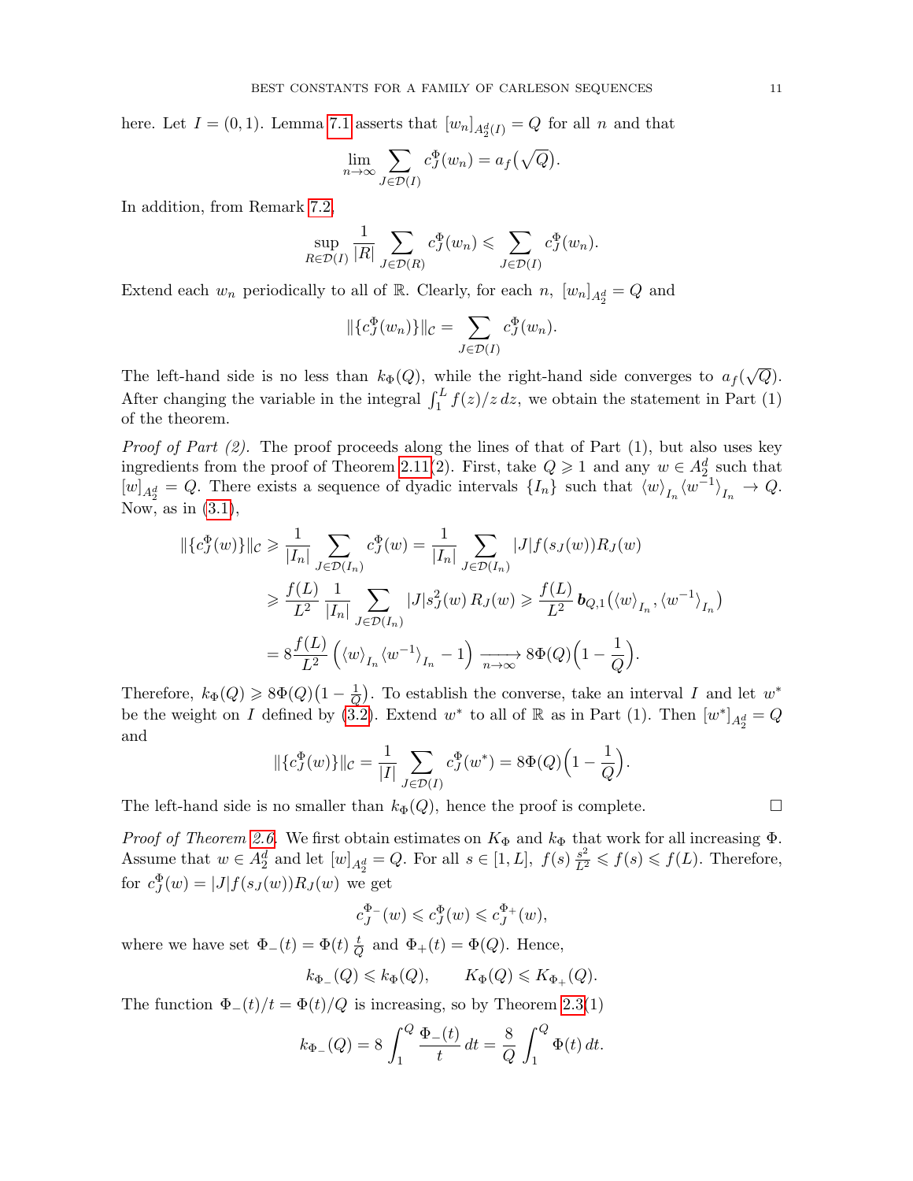here. Let $I = (0,1)$. Lemma 7.1 asserts that $[w_n]_{A_2^d(I)} = Q$ for all $n$ and that

$$\lim_{n\to\infty} \sum_{J\in\mathcal{D}(I)} c_J^{\Phi}(w_n) = a_f\big(\sqrt{Q}\big).$$

In addition, from Remark 7.2,

$$\sup_{R\in\mathcal{D}(I)} \frac{1}{|R|} \sum_{J\in\mathcal{D}(R)} c_J^{\Phi}(w_n) \leqslant \sum_{J\in\mathcal{D}(I)} c_J^{\Phi}(w_n).$$

Extend each $w_n$ periodically to all of $\mathbb{R}$. Clearly, for each $n$, $[w_n]_{A_2^d} = Q$ and

$$\|\{c_J^{\Phi}(w_n)\}\|_{\mathcal{C}} = \sum_{J\in\mathcal{D}(I)} c_J^{\Phi}(w_n).$$

The left-hand side is no less than $k_\Phi(Q)$, while the right-hand side converges to $a_f(\sqrt{Q})$. After changing the variable in the integral $\int_1^L f(z)/z\,dz$, we obtain the statement in Part (1) of the theorem.

*Proof of Part (2).* The proof proceeds along the lines of that of Part (1), but also uses key ingredients from the proof of Theorem 2.11(2). First, take $Q \geqslant 1$ and any $w \in A_2^d$ such that $[w]_{A_2^d} = Q$. There exists a sequence of dyadic intervals $\{I_n\}$ such that $\langle w\rangle_{I_n}\langle w^{-1}\rangle_{I_n} \to Q$. Now, as in (3.1),

$$\begin{aligned}
\|\{c_J^{\Phi}(w)\}\|_{\mathcal{C}} &\geqslant \frac{1}{|I_n|}\sum_{J\in\mathcal{D}(I_n)} c_J^{\Phi}(w) = \frac{1}{|I_n|}\sum_{J\in\mathcal{D}(I_n)} |J| f(s_J(w)) R_J(w) \\
&\geqslant \frac{f(L)}{L^2}\,\frac{1}{|I_n|}\sum_{J\in\mathcal{D}(I_n)} |J| s_J^2(w)\, R_J(w) \geqslant \frac{f(L)}{L^2}\,\boldsymbol{b}_{Q,1}\big(\langle w\rangle_{I_n}, \langle w^{-1}\rangle_{I_n}\big) \\
&= 8\frac{f(L)}{L^2}\Big(\langle w\rangle_{I_n}\langle w^{-1}\rangle_{I_n} - 1\Big) \xrightarrow[n\to\infty]{} 8\Phi(Q)\Big(1-\frac{1}{Q}\Big).
\end{aligned}$$

Therefore, $k_\Phi(Q) \geqslant 8\Phi(Q)\big(1-\frac{1}{Q}\big)$. To establish the converse, take an interval $I$ and let $w^*$ be the weight on $I$ defined by (3.2). Extend $w^*$ to all of $\mathbb{R}$ as in Part (1). Then $[w^*]_{A_2^d} = Q$ and

$$\|\{c_J^{\Phi}(w)\}\|_{\mathcal{C}} = \frac{1}{|I|}\sum_{J\in\mathcal{D}(I)} c_J^{\Phi}(w^*) = 8\Phi(Q)\Big(1-\frac{1}{Q}\Big).$$

The left-hand side is no smaller than $k_\Phi(Q)$, hence the proof is complete. □

*Proof of Theorem 2.6.* We first obtain estimates on $K_\Phi$ and $k_\Phi$ that work for all increasing $\Phi$. Assume that $w \in A_2^d$ and let $[w]_{A_2^d} = Q$. For all $s \in [1, L]$, $f(s)\,\frac{s^2}{L^2} \leqslant f(s) \leqslant f(L)$. Therefore, for $c_J^{\Phi}(w) = |J| f(s_J(w)) R_J(w)$ we get

$$c_J^{\Phi_-}(w) \leqslant c_J^{\Phi}(w) \leqslant c_J^{\Phi_+}(w),$$

where we have set $\Phi_-(t) = \Phi(t)\,\frac{t}{Q}$ and $\Phi_+(t) = \Phi(Q)$. Hence,

$$k_{\Phi_-}(Q) \leqslant k_\Phi(Q), \qquad K_\Phi(Q) \leqslant K_{\Phi_+}(Q).$$

The function $\Phi_-(t)/t = \Phi(t)/Q$ is increasing, so by Theorem 2.3(1)

$$k_{\Phi_-}(Q) = 8\int_1^Q \frac{\Phi_-(t)}{t}\,dt = \frac{8}{Q}\int_1^Q \Phi(t)\,dt.$$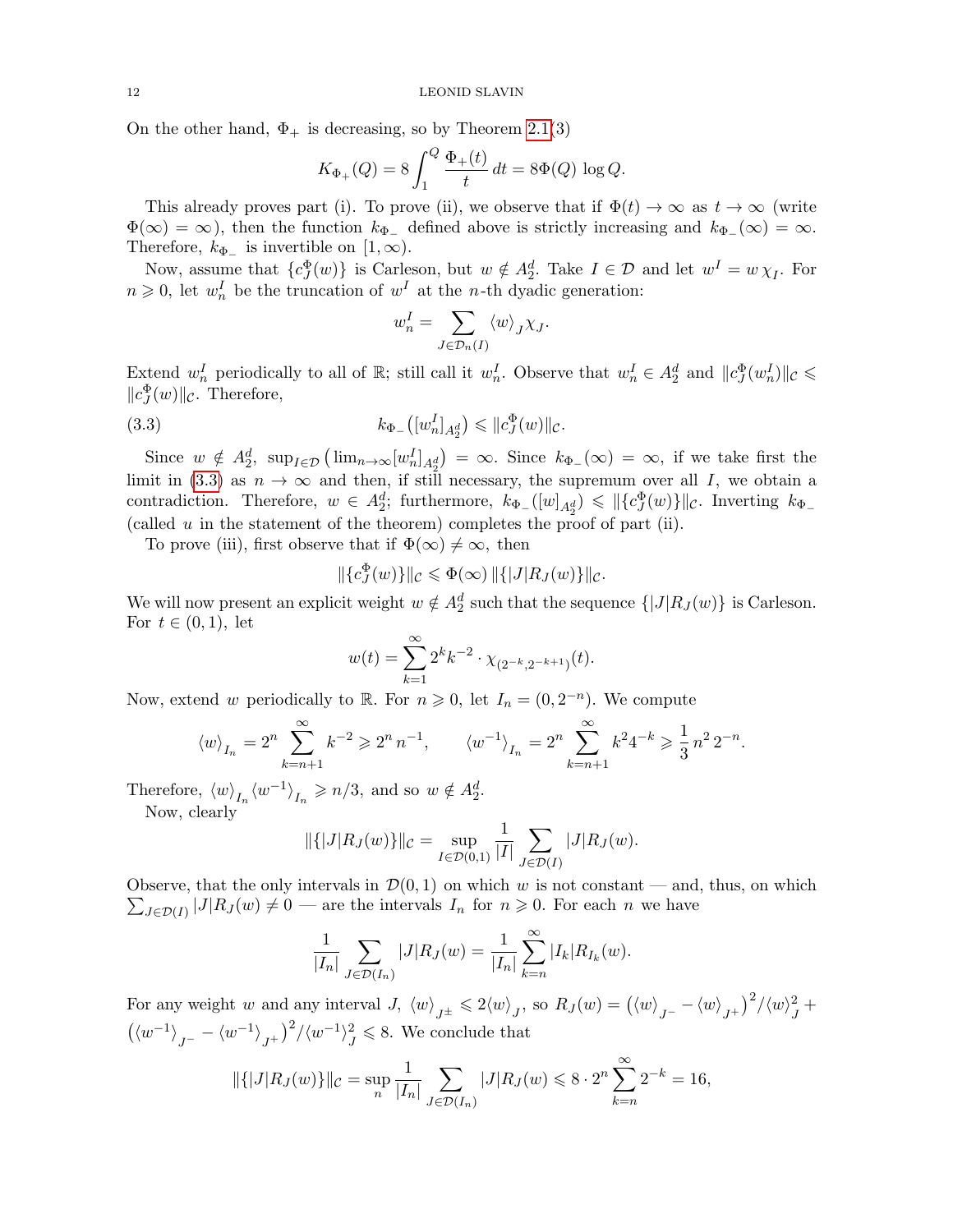On the other hand, $\Phi_+$ is decreasing, so by Theorem 2.1(3)

$$K_{\Phi_+}(Q) = 8\int_1^Q \frac{\Phi_+(t)}{t}\,dt = 8\Phi(Q)\,\log Q.$$

This already proves part (i). To prove (ii), we observe that if $\Phi(t)\to\infty$ as $t\to\infty$ (write $\Phi(\infty)=\infty$), then the function $k_{\Phi_-}$ defined above is strictly increasing and $k_{\Phi_-}(\infty)=\infty$. Therefore, $k_{\Phi_-}$ is invertible on $[1,\infty)$.

Now, assume that $\{c^\Phi_J(w)\}$ is Carleson, but $w\notin A^d_2$. Take $I\in\mathcal{D}$ and let $w^I = w\,\chi_I$. For $n\geqslant 0$, let $w^I_n$ be the truncation of $w^I$ at the $n$-th dyadic generation:

$$w^I_n = \sum_{J\in\mathcal{D}_n(I)} \langle w\rangle_J \chi_J.$$

Extend $w^I_n$ periodically to all of $\mathbb{R}$; still call it $w^I_n$. Observe that $w^I_n\in A^d_2$ and $\|c^\Phi_J(w^I_n)\|_{\mathcal{C}}\leqslant \|c^\Phi_J(w)\|_{\mathcal{C}}$. Therefore,

$$k_{\Phi_-}\big([w^I_n]_{A^d_2}\big)\leqslant \|c^\Phi_J(w)\|_{\mathcal{C}}. \tag{3.3}$$

Since $w\notin A^d_2$, $\sup_{I\in\mathcal{D}}\big(\lim_{n\to\infty}[w^I_n]_{A^d_2}\big)=\infty$. Since $k_{\Phi_-}(\infty)=\infty$, if we take first the limit in (3.3) as $n\to\infty$ and then, if still necessary, the supremum over all $I$, we obtain a contradiction. Therefore, $w\in A^d_2$; furthermore, $k_{\Phi_-}([w]_{A^d_2})\leqslant \|\{c^\Phi_J(w)\}\|_{\mathcal{C}}$. Inverting $k_{\Phi_-}$ (called $u$ in the statement of the theorem) completes the proof of part (ii).

To prove (iii), first observe that if $\Phi(\infty)\neq\infty$, then

$$\|\{c^\Phi_J(w)\}\|_{\mathcal{C}}\leqslant \Phi(\infty)\,\|\{|J|R_J(w)\}\|_{\mathcal{C}}.$$

We will now present an explicit weight $w\notin A^d_2$ such that the sequence $\{|J|R_J(w)\}$ is Carleson. For $t\in(0,1)$, let

$$w(t)=\sum_{k=1}^\infty 2^k k^{-2}\cdot\chi_{(2^{-k},2^{-k+1})}(t).$$

Now, extend $w$ periodically to $\mathbb{R}$. For $n\geqslant 0$, let $I_n=(0,2^{-n})$. We compute

$$\langle w\rangle_{I_n} = 2^n\sum_{k=n+1}^\infty k^{-2}\geqslant 2^n\,n^{-1},\qquad \langle w^{-1}\rangle_{I_n}=2^n\sum_{k=n+1}^\infty k^2 4^{-k}\geqslant \frac13\,n^2\,2^{-n}.$$

Therefore, $\langle w\rangle_{I_n}\langle w^{-1}\rangle_{I_n}\geqslant n/3$, and so $w\notin A^d_2$.

Now, clearly

$$\|\{|J|R_J(w)\}\|_{\mathcal{C}}=\sup_{I\in\mathcal{D}(0,1)}\frac{1}{|I|}\sum_{J\in\mathcal{D}(I)}|J|R_J(w).$$

Observe, that the only intervals in $\mathcal{D}(0,1)$ on which $w$ is not constant — and, thus, on which $\sum_{J\in\mathcal{D}(I)}|J|R_J(w)\neq 0$ — are the intervals $I_n$ for $n\geqslant 0$. For each $n$ we have

$$\frac{1}{|I_n|}\sum_{J\in\mathcal{D}(I_n)}|J|R_J(w)=\frac{1}{|I_n|}\sum_{k=n}^\infty |I_k|R_{I_k}(w).$$

For any weight $w$ and any interval $J$, $\langle w\rangle_{J^\pm}\leqslant 2\langle w\rangle_J$, so $R_J(w)=\big(\langle w\rangle_{J^-}-\langle w\rangle_{J^+}\big)^2/\langle w\rangle_J^2+\big(\langle w^{-1}\rangle_{J^-}-\langle w^{-1}\rangle_{J^+}\big)^2/\langle w^{-1}\rangle_J^2\leqslant 8$. We conclude that

$$\|\{|J|R_J(w)\}\|_{\mathcal{C}}=\sup_n\frac{1}{|I_n|}\sum_{J\in\mathcal{D}(I_n)}|J|R_J(w)\leqslant 8\cdot 2^n\sum_{k=n}^\infty 2^{-k}=16,$$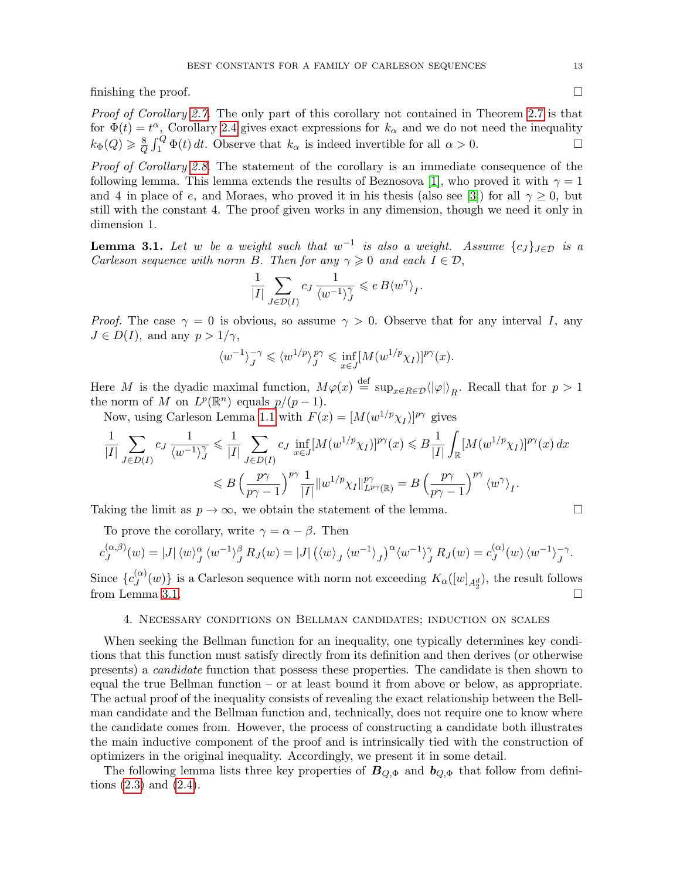finishing the proof. $\square$

*Proof of Corollary 2.7.* The only part of this corollary not contained in Theorem 2.7 is that for $\Phi(t) = t^\alpha$, Corollary 2.4 gives exact expressions for $k_\alpha$ and we do not need the inequality $k_\Phi(Q) \geqslant \frac{8}{Q}\int_1^Q \Phi(t)\,dt$. Observe that $k_\alpha$ is indeed invertible for all $\alpha > 0$. $\square$

*Proof of Corollary 2.8.* The statement of the corollary is an immediate consequence of the following lemma. This lemma extends the results of Beznosova [1], who proved it with $\gamma = 1$ and 4 in place of $e$, and Moraes, who proved it in his thesis (also see [3]) for all $\gamma \geq 0$, but still with the constant 4. The proof given works in any dimension, though we need it only in dimension 1.

**Lemma 3.1.** *Let $w$ be a weight such that $w^{-1}$ is also a weight. Assume $\{c_J\}_{J\in\mathcal{D}}$ is a Carleson sequence with norm $B$. Then for any $\gamma \geqslant 0$ and each $I \in \mathcal{D}$,*

$$\frac{1}{|I|}\sum_{J\in\mathcal{D}(I)} c_J\,\frac{1}{\langle w^{-1}\rangle_J^\gamma} \leqslant e\,B\langle w^\gamma\rangle_I.$$

*Proof.* The case $\gamma = 0$ is obvious, so assume $\gamma > 0$. Observe that for any interval $I$, any $J \in D(I)$, and any $p > 1/\gamma$,

$$\langle w^{-1}\rangle_J^{-\gamma} \leqslant \langle w^{1/p}\rangle_J^{p\gamma} \leqslant \inf_{x\in J}[M(w^{1/p}\chi_I)]^{p\gamma}(x).$$

Here $M$ is the dyadic maximal function, $M\varphi(x) \stackrel{\text{def}}{=} \sup_{x\in R\in\mathcal{D}}\langle|\varphi|\rangle_R$. Recall that for $p > 1$ the norm of $M$ on $L^p(\mathbb{R}^n)$ equals $p/(p-1)$.

Now, using Carleson Lemma 1.1 with $F(x) = [M(w^{1/p}\chi_I)]^{p\gamma}$ gives

$$\begin{aligned}\frac{1}{|I|}\sum_{J\in D(I)} c_J\,\frac{1}{\langle w^{-1}\rangle_J^\gamma} &\leqslant \frac{1}{|I|}\sum_{J\in D(I)} c_J\,\inf_{x\in J}[M(w^{1/p}\chi_I)]^{p\gamma}(x) \leqslant B\frac{1}{|I|}\int_{\mathbb{R}}[M(w^{1/p}\chi_I)]^{p\gamma}(x)\,dx\\ &\leqslant B\left(\frac{p\gamma}{p\gamma-1}\right)^{p\gamma}\frac{1}{|I|}\|w^{1/p}\chi_I\|^{p\gamma}_{L^{p\gamma}(\mathbb{R})} = B\left(\frac{p\gamma}{p\gamma-1}\right)^{p\gamma}\langle w^\gamma\rangle_I.\end{aligned}$$

Taking the limit as $p \to \infty$, we obtain the statement of the lemma. $\square$

To prove the corollary, write $\gamma = \alpha - \beta$. Then

$$c_J^{(\alpha,\beta)}(w) = |J|\,\langle w\rangle_J^\alpha\,\langle w^{-1}\rangle_J^\beta\,R_J(w) = |J|\left(\langle w\rangle_J\,\langle w^{-1}\rangle_J\right)^\alpha\langle w^{-1}\rangle_J^\gamma\,R_J(w) = c_J^{(\alpha)}(w)\,\langle w^{-1}\rangle_J^{-\gamma}.$$

Since $\{c_J^{(\alpha)}(w)\}$ is a Carleson sequence with norm not exceeding $K_\alpha([w]_{A_2^d})$, the result follows from Lemma 3.1. $\square$

## 4. Necessary conditions on Bellman candidates; induction on scales

When seeking the Bellman function for an inequality, one typically determines key conditions that this function must satisfy directly from its definition and then derives (or otherwise presents) a *candidate* function that possess these properties. The candidate is then shown to equal the true Bellman function – or at least bound it from above or below, as appropriate. The actual proof of the inequality consists of revealing the exact relationship between the Bellman candidate and the Bellman function and, technically, does not require one to know where the candidate comes from. However, the process of constructing a candidate both illustrates the main inductive component of the proof and is intrinsically tied with the construction of optimizers in the original inequality. Accordingly, we present it in some detail.

The following lemma lists three key properties of $\boldsymbol{B}_{Q,\Phi}$ and $\boldsymbol{b}_{Q,\Phi}$ that follow from definitions (2.3) and (2.4).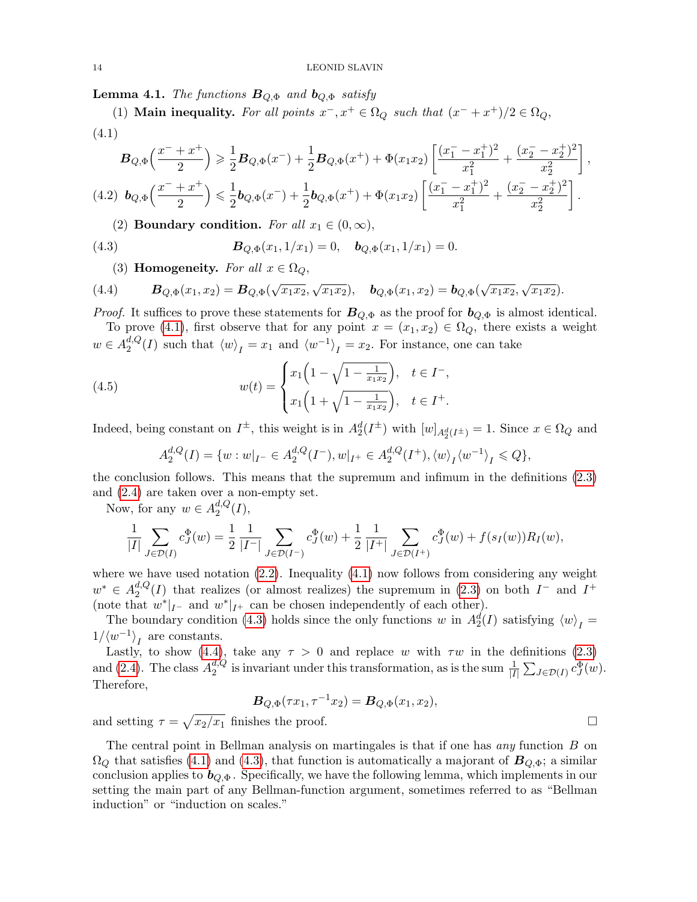**Lemma 4.1.** *The functions* $\boldsymbol{B}_{Q,\Phi}$ *and* $\boldsymbol{b}_{Q,\Phi}$ *satisfy*

(1) **Main inequality.** *For all points* $x^-, x^+ \in \Omega_Q$ *such that* $(x^- + x^+)/2 \in \Omega_Q$,

$$\boldsymbol{B}_{Q,\Phi}\Big(\frac{x^-+x^+}{2}\Big) \geqslant \frac{1}{2}\boldsymbol{B}_{Q,\Phi}(x^-) + \frac{1}{2}\boldsymbol{B}_{Q,\Phi}(x^+) + \Phi(x_1x_2)\left[\frac{(x_1^- - x_1^+)^2}{x_1^2} + \frac{(x_2^- - x_2^+)^2}{x_2^2}\right], \tag{4.1}$$

$$\boldsymbol{b}_{Q,\Phi}\Big(\frac{x^-+x^+}{2}\Big) \leqslant \frac{1}{2}\boldsymbol{b}_{Q,\Phi}(x^-) + \frac{1}{2}\boldsymbol{b}_{Q,\Phi}(x^+) + \Phi(x_1x_2)\left[\frac{(x_1^- - x_1^+)^2}{x_1^2} + \frac{(x_2^- - x_2^+)^2}{x_2^2}\right]. \tag{4.2}$$

(2) **Boundary condition.** *For all* $x_1 \in (0,\infty)$,

$$\boldsymbol{B}_{Q,\Phi}(x_1, 1/x_1) = 0, \quad \boldsymbol{b}_{Q,\Phi}(x_1, 1/x_1) = 0. \tag{4.3}$$

(3) **Homogeneity.** *For all* $x \in \Omega_Q$,

$$\boldsymbol{B}_{Q,\Phi}(x_1, x_2) = \boldsymbol{B}_{Q,\Phi}(\sqrt{x_1x_2}, \sqrt{x_1x_2}), \quad \boldsymbol{b}_{Q,\Phi}(x_1, x_2) = \boldsymbol{b}_{Q,\Phi}(\sqrt{x_1x_2}, \sqrt{x_1x_2}). \tag{4.4}$$

*Proof.* It suffices to prove these statements for $\boldsymbol{B}_{Q,\Phi}$ as the proof for $\boldsymbol{b}_{Q,\Phi}$ is almost identical.

To prove (4.1), first observe that for any point $x = (x_1, x_2) \in \Omega_Q$, there exists a weight $w \in A_2^{d,Q}(I)$ such that $\langle w \rangle_I = x_1$ and $\langle w^{-1} \rangle_I = x_2$. For instance, one can take

$$w(t) = \begin{cases} x_1\Big(1 - \sqrt{1 - \frac{1}{x_1x_2}}\Big), & t \in I^-, \\ x_1\Big(1 + \sqrt{1 - \frac{1}{x_1x_2}}\Big), & t \in I^+. \end{cases} \tag{4.5}$$

Indeed, being constant on $I^\pm$, this weight is in $A_2^d(I^\pm)$ with $[w]_{A_2^d(I^\pm)} = 1$. Since $x \in \Omega_Q$ and

$$A_2^{d,Q}(I) = \{w : w|_{I^-} \in A_2^{d,Q}(I^-), w|_{I^+} \in A_2^{d,Q}(I^+), \langle w \rangle_I \langle w^{-1} \rangle_I \leqslant Q\},$$

the conclusion follows. This means that the supremum and infimum in the definitions (2.3) and (2.4) are taken over a non-empty set.

Now, for any $w \in A_2^{d,Q}(I)$,

$$\frac{1}{|I|}\sum_{J\in\mathcal{D}(I)} c_J^\Phi(w) = \frac{1}{2}\frac{1}{|I^-|}\sum_{J\in\mathcal{D}(I^-)} c_J^\Phi(w) + \frac{1}{2}\frac{1}{|I^+|}\sum_{J\in\mathcal{D}(I^+)} c_J^\Phi(w) + f(s_I(w))R_I(w),$$

where we have used notation (2.2). Inequality (4.1) now follows from considering any weight $w^* \in A_2^{d,Q}(I)$ that realizes (or almost realizes) the supremum in (2.3) on both $I^-$ and $I^+$ (note that $w^*|_{I^-}$ and $w^*|_{I^+}$ can be chosen independently of each other).

The boundary condition (4.3) holds since the only functions $w$ in $A_2^d(I)$ satisfying $\langle w \rangle_I = 1/\langle w^{-1} \rangle_I$ are constants.

Lastly, to show (4.4), take any $\tau > 0$ and replace $w$ with $\tau w$ in the definitions (2.3) and (2.4). The class $A_2^{d,Q}$ is invariant under this transformation, as is the sum $\frac{1}{|I|}\sum_{J\in\mathcal{D}(I)} c_J^\Phi(w)$. Therefore,

$$\boldsymbol{B}_{Q,\Phi}(\tau x_1, \tau^{-1}x_2) = \boldsymbol{B}_{Q,\Phi}(x_1, x_2),$$

and setting $\tau = \sqrt{x_2/x_1}$ finishes the proof. □

The central point in Bellman analysis on martingales is that if one has *any* function $B$ on $\Omega_Q$ that satisfies (4.1) and (4.3), that function is automatically a majorant of $\boldsymbol{B}_{Q,\Phi}$; a similar conclusion applies to $\boldsymbol{b}_{Q,\Phi}$. Specifically, we have the following lemma, which implements in our setting the main part of any Bellman-function argument, sometimes referred to as "Bellman induction" or "induction on scales."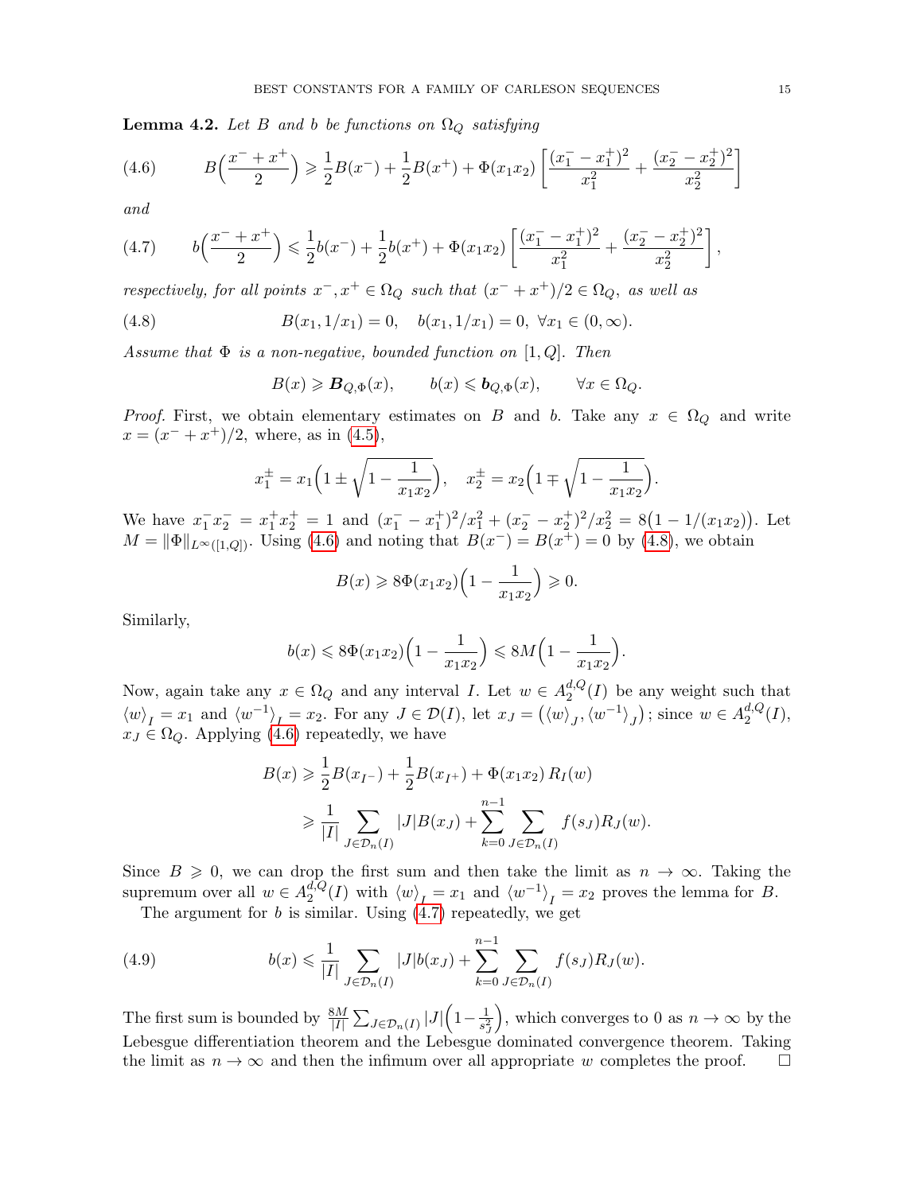**Lemma 4.2.** *Let $B$ and $b$ be functions on $\Omega_Q$ satisfying*

$$B\Big(\frac{x^- + x^+}{2}\Big) \geqslant \frac{1}{2}B(x^-) + \frac{1}{2}B(x^+) + \Phi(x_1x_2)\left[\frac{(x_1^- - x_1^+)^2}{x_1^2} + \frac{(x_2^- - x_2^+)^2}{x_2^2}\right] \tag{4.6}$$

*and*

$$b\Big(\frac{x^- + x^+}{2}\Big) \leqslant \frac{1}{2}b(x^-) + \frac{1}{2}b(x^+) + \Phi(x_1x_2)\left[\frac{(x_1^- - x_1^+)^2}{x_1^2} + \frac{(x_2^- - x_2^+)^2}{x_2^2}\right], \tag{4.7}$$

*respectively, for all points $x^-, x^+ \in \Omega_Q$ such that $(x^- + x^+)/2 \in \Omega_Q$, as well as*

$$B(x_1, 1/x_1) = 0, \quad b(x_1, 1/x_1) = 0, \ \forall x_1 \in (0, \infty). \tag{4.8}$$

*Assume that $\Phi$ is a non-negative, bounded function on $[1, Q]$. Then*

$$B(x) \geqslant \boldsymbol{B}_{Q,\Phi}(x), \qquad b(x) \leqslant \boldsymbol{b}_{Q,\Phi}(x), \qquad \forall x \in \Omega_Q.$$

*Proof.* First, we obtain elementary estimates on $B$ and $b$. Take any $x \in \Omega_Q$ and write $x = (x^- + x^+)/2$, where, as in (4.5),

$$x_1^\pm = x_1\Big(1 \pm \sqrt{1 - \frac{1}{x_1x_2}}\Big), \quad x_2^\pm = x_2\Big(1 \mp \sqrt{1 - \frac{1}{x_1x_2}}\Big).$$

We have $x_1^-x_2^- = x_1^+x_2^+ = 1$ and $(x_1^- - x_1^+)^2/x_1^2 + (x_2^- - x_2^+)^2/x_2^2 = 8\big(1 - 1/(x_1x_2)\big)$. Let $M = \|\Phi\|_{L^\infty([1,Q])}$. Using (4.6) and noting that $B(x^-) = B(x^+) = 0$ by (4.8), we obtain

$$B(x) \geqslant 8\Phi(x_1x_2)\Big(1 - \frac{1}{x_1x_2}\Big) \geqslant 0.$$

Similarly,

$$b(x) \leqslant 8\Phi(x_1x_2)\Big(1 - \frac{1}{x_1x_2}\Big) \leqslant 8M\Big(1 - \frac{1}{x_1x_2}\Big).$$

Now, again take any $x \in \Omega_Q$ and any interval $I$. Let $w \in A_2^{d,Q}(I)$ be any weight such that $\langle w\rangle_I = x_1$ and $\langle w^{-1}\rangle_I = x_2$. For any $J \in \mathcal{D}(I)$, let $x_J = \big(\langle w\rangle_J, \langle w^{-1}\rangle_J\big)$; since $w \in A_2^{d,Q}(I)$, $x_J \in \Omega_Q$. Applying (4.6) repeatedly, we have

$$\begin{aligned}
B(x) &\geqslant \frac{1}{2}B(x_{I^-}) + \frac{1}{2}B(x_{I^+}) + \Phi(x_1x_2)\, R_I(w) \\
&\geqslant \frac{1}{|I|}\sum_{J \in \mathcal{D}_n(I)} |J| B(x_J) + \sum_{k=0}^{n-1} \sum_{J \in \mathcal{D}_n(I)} f(s_J) R_J(w).
\end{aligned}$$

Since $B \geqslant 0$, we can drop the first sum and then take the limit as $n \to \infty$. Taking the supremum over all $w \in A_2^{d,Q}(I)$ with $\langle w\rangle_I = x_1$ and $\langle w^{-1}\rangle_I = x_2$ proves the lemma for $B$.

The argument for $b$ is similar. Using (4.7) repeatedly, we get

$$b(x) \leqslant \frac{1}{|I|}\sum_{J \in \mathcal{D}_n(I)} |J| b(x_J) + \sum_{k=0}^{n-1} \sum_{J \in \mathcal{D}_n(I)} f(s_J) R_J(w). \tag{4.9}$$

The first sum is bounded by $\frac{8M}{|I|}\sum_{J \in \mathcal{D}_n(I)} |J|\Big(1 - \frac{1}{s_J^2}\Big)$, which converges to 0 as $n \to \infty$ by the Lebesgue differentiation theorem and the Lebesgue dominated convergence theorem. Taking the limit as $n \to \infty$ and then the infimum over all appropriate $w$ completes the proof. $\square$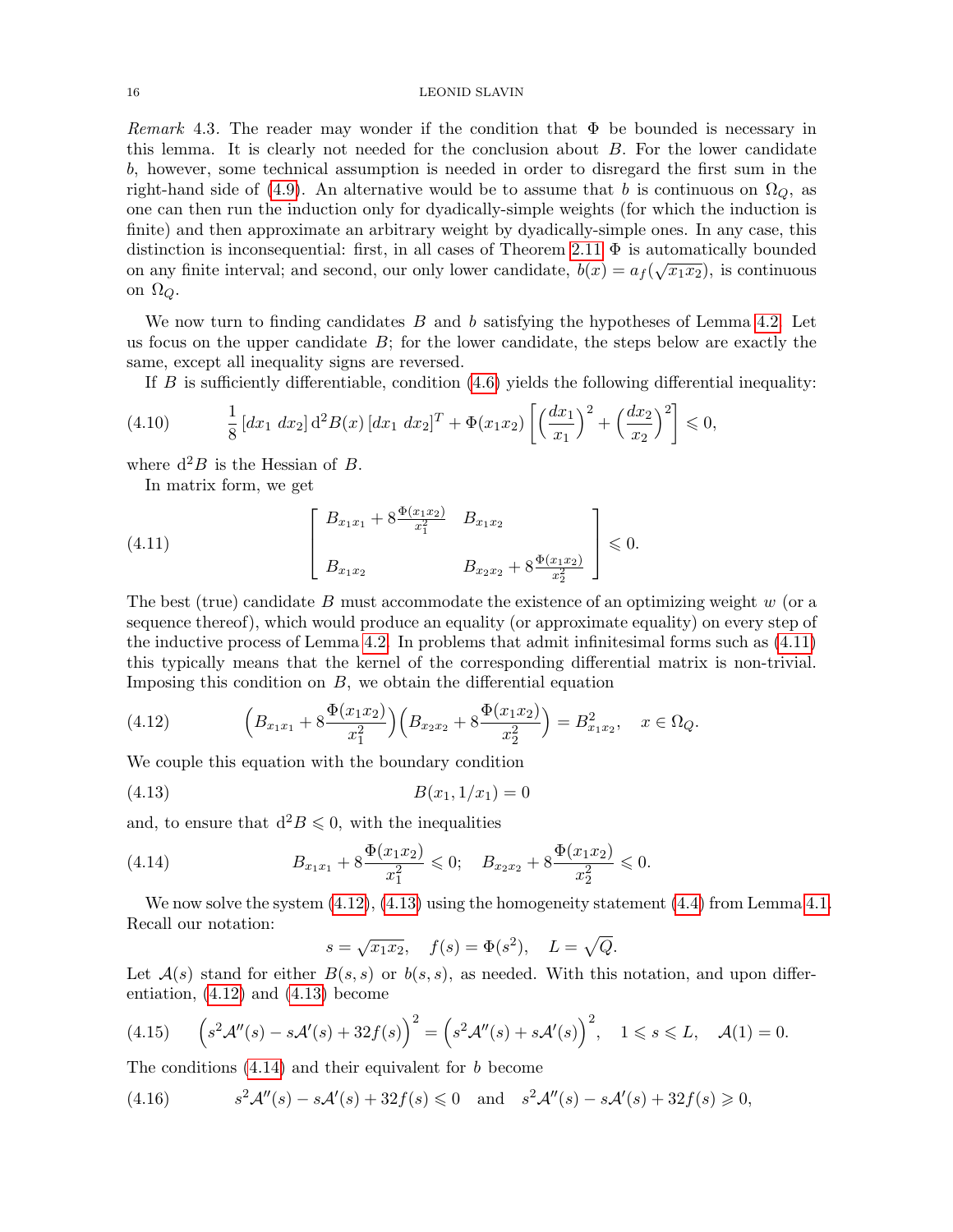*Remark* 4.3. The reader may wonder if the condition that $\Phi$ be bounded is necessary in this lemma. It is clearly not needed for the conclusion about $B$. For the lower candidate $b$, however, some technical assumption is needed in order to disregard the first sum in the right-hand side of (4.9). An alternative would be to assume that $b$ is continuous on $\Omega_Q$, as one can then run the induction only for dyadically-simple weights (for which the induction is finite) and then approximate an arbitrary weight by dyadically-simple ones. In any case, this distinction is inconsequential: first, in all cases of Theorem 2.11 $\Phi$ is automatically bounded on any finite interval; and second, our only lower candidate, $b(x) = a_f(\sqrt{x_1 x_2})$, is continuous on $\Omega_Q$.

We now turn to finding candidates $B$ and $b$ satisfying the hypotheses of Lemma 4.2. Let us focus on the upper candidate $B$; for the lower candidate, the steps below are exactly the same, except all inequality signs are reversed.

If $B$ is sufficiently differentiable, condition (4.6) yields the following differential inequality:

$$\frac{1}{8}\,[dx_1\ dx_2]\,\mathrm{d}^2B(x)\,[dx_1\ dx_2]^T + \Phi(x_1x_2)\left[\Big(\frac{dx_1}{x_1}\Big)^2 + \Big(\frac{dx_2}{x_2}\Big)^2\right] \leqslant 0, \tag{4.10}$$

where $\mathrm{d}^2B$ is the Hessian of $B$.

In matrix form, we get

$$\begin{bmatrix} B_{x_1x_1} + 8\frac{\Phi(x_1x_2)}{x_1^2} & B_{x_1x_2} \\ B_{x_1x_2} & B_{x_2x_2} + 8\frac{\Phi(x_1x_2)}{x_2^2} \end{bmatrix} \leqslant 0. \tag{4.11}$$

The best (true) candidate $B$ must accommodate the existence of an optimizing weight $w$ (or a sequence thereof), which would produce an equality (or approximate equality) on every step of the inductive process of Lemma 4.2. In problems that admit infinitesimal forms such as (4.11) this typically means that the kernel of the corresponding differential matrix is non-trivial. Imposing this condition on $B$, we obtain the differential equation

$$\Big(B_{x_1x_1} + 8\frac{\Phi(x_1x_2)}{x_1^2}\Big)\Big(B_{x_2x_2} + 8\frac{\Phi(x_1x_2)}{x_2^2}\Big) = B_{x_1x_2}^2, \quad x \in \Omega_Q. \tag{4.12}$$

We couple this equation with the boundary condition

$$B(x_1, 1/x_1) = 0 \tag{4.13}$$

and, to ensure that $\mathrm{d}^2B \leqslant 0$, with the inequalities

$$B_{x_1x_1} + 8\frac{\Phi(x_1x_2)}{x_1^2} \leqslant 0; \quad B_{x_2x_2} + 8\frac{\Phi(x_1x_2)}{x_2^2} \leqslant 0. \tag{4.14}$$

We now solve the system (4.12), (4.13) using the homogeneity statement (4.4) from Lemma 4.1. Recall our notation:

$$s = \sqrt{x_1x_2}, \quad f(s) = \Phi(s^2), \quad L = \sqrt{Q}.$$

Let $\mathcal{A}(s)$ stand for either $B(s,s)$ or $b(s,s)$, as needed. With this notation, and upon differentiation, (4.12) and (4.13) become

$$\Big(s^2\mathcal{A}''(s) - s\mathcal{A}'(s) + 32f(s)\Big)^2 = \Big(s^2\mathcal{A}''(s) + s\mathcal{A}'(s)\Big)^2, \quad 1 \leqslant s \leqslant L, \quad \mathcal{A}(1) = 0. \tag{4.15}$$

The conditions (4.14) and their equivalent for $b$ become

$$s^2\mathcal{A}''(s) - s\mathcal{A}'(s) + 32f(s) \leqslant 0 \quad \text{and} \quad s^2\mathcal{A}''(s) - s\mathcal{A}'(s) + 32f(s) \geqslant 0, \tag{4.16}$$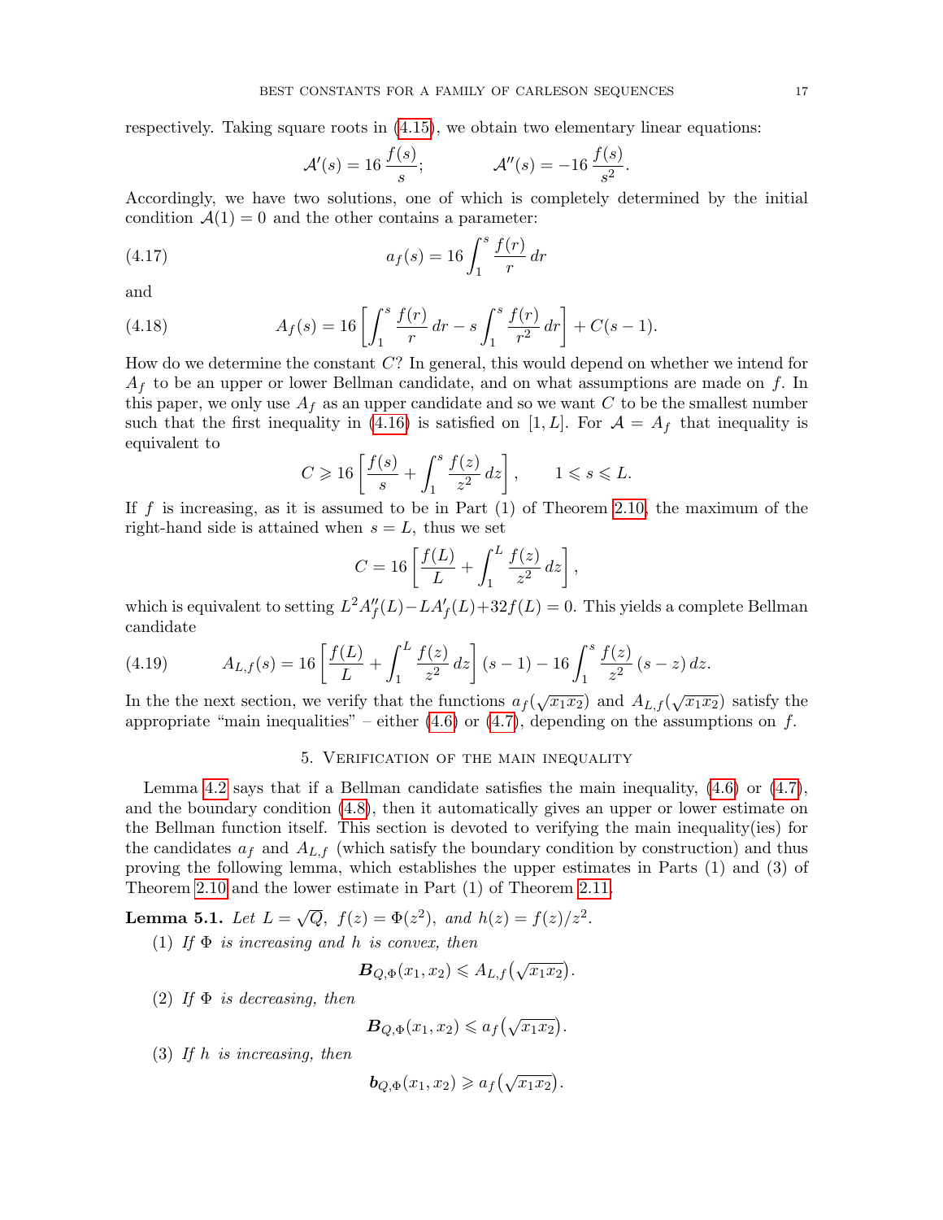respectively. Taking square roots in (4.15), we obtain two elementary linear equations:

$$\mathcal{A}'(s) = 16\,\frac{f(s)}{s}; \qquad\qquad \mathcal{A}''(s) = -16\,\frac{f(s)}{s^2}.$$

Accordingly, we have two solutions, one of which is completely determined by the initial condition $\mathcal{A}(1) = 0$ and the other contains a parameter:

$$a_f(s) = 16\int_1^s \frac{f(r)}{r}\,dr \tag{4.17}$$

and

$$A_f(s) = 16\left[\int_1^s \frac{f(r)}{r}\,dr - s\int_1^s \frac{f(r)}{r^2}\,dr\right] + C(s-1). \tag{4.18}$$

How do we determine the constant $C$? In general, this would depend on whether we intend for $A_f$ to be an upper or lower Bellman candidate, and on what assumptions are made on $f$. In this paper, we only use $A_f$ as an upper candidate and so we want $C$ to be the smallest number such that the first inequality in (4.16) is satisfied on $[1, L]$. For $\mathcal{A} = A_f$ that inequality is equivalent to

$$C \geqslant 16\left[\frac{f(s)}{s} + \int_1^s \frac{f(z)}{z^2}\,dz\right], \qquad 1 \leqslant s \leqslant L.$$

If $f$ is increasing, as it is assumed to be in Part (1) of Theorem 2.10, the maximum of the right-hand side is attained when $s = L$, thus we set

$$C = 16\left[\frac{f(L)}{L} + \int_1^L \frac{f(z)}{z^2}\,dz\right],$$

which is equivalent to setting $L^2A_f''(L) - LA_f'(L) + 32f(L) = 0$. This yields a complete Bellman candidate

$$A_{L,f}(s) = 16\left[\frac{f(L)}{L} + \int_1^L \frac{f(z)}{z^2}\,dz\right](s-1) - 16\int_1^s \frac{f(z)}{z^2}\,(s-z)\,dz. \tag{4.19}$$

In the the next section, we verify that the functions $a_f(\sqrt{x_1x_2})$ and $A_{L,f}(\sqrt{x_1x_2})$ satisfy the appropriate "main inequalities" – either (4.6) or (4.7), depending on the assumptions on $f$.

## 5. Verification of the main inequality

Lemma 4.2 says that if a Bellman candidate satisfies the main inequality, (4.6) or (4.7), and the boundary condition (4.8), then it automatically gives an upper or lower estimate on the Bellman function itself. This section is devoted to verifying the main inequality(ies) for the candidates $a_f$ and $A_{L,f}$ (which satisfy the boundary condition by construction) and thus proving the following lemma, which establishes the upper estimates in Parts (1) and (3) of Theorem 2.10 and the lower estimate in Part (1) of Theorem 2.11.

**Lemma 5.1.** *Let $L = \sqrt{Q}$, $f(z) = \Phi(z^2)$, and $h(z) = f(z)/z^2$.*

(1) *If $\Phi$ is increasing and $h$ is convex, then*

$$\boldsymbol{B}_{Q,\Phi}(x_1, x_2) \leqslant A_{L,f}\big(\sqrt{x_1x_2}\big).$$

(2) *If $\Phi$ is decreasing, then*

$$\boldsymbol{B}_{Q,\Phi}(x_1, x_2) \leqslant a_f\big(\sqrt{x_1x_2}\big).$$

(3) *If $h$ is increasing, then*

$$\boldsymbol{b}_{Q,\Phi}(x_1, x_2) \geqslant a_f\big(\sqrt{x_1x_2}\big).$$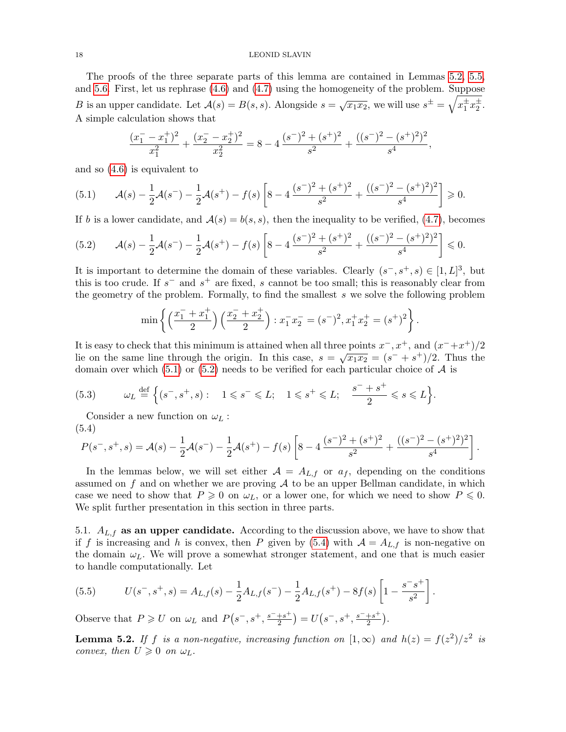The proofs of the three separate parts of this lemma are contained in Lemmas 5.2, 5.5, and 5.6. First, let us rephrase (4.6) and (4.7) using the homogeneity of the problem. Suppose $B$ is an upper candidate. Let $\mathcal{A}(s) = B(s,s)$. Alongside $s = \sqrt{x_1 x_2}$, we will use $s^\pm = \sqrt{x_1^\pm x_2^\pm}$. A simple calculation shows that

$$\frac{(x_1^- - x_1^+)^2}{x_1^2} + \frac{(x_2^- - x_2^+)^2}{x_2^2} = 8 - 4\,\frac{(s^-)^2 + (s^+)^2}{s^2} + \frac{((s^-)^2 - (s^+)^2)^2}{s^4},$$

and so (4.6) is equivalent to

$$\mathcal{A}(s) - \frac{1}{2}\mathcal{A}(s^-) - \frac{1}{2}\mathcal{A}(s^+) - f(s)\left[8 - 4\,\frac{(s^-)^2 + (s^+)^2}{s^2} + \frac{((s^-)^2 - (s^+)^2)^2}{s^4}\right] \geqslant 0. \tag{5.1}$$

If $b$ is a lower candidate, and $\mathcal{A}(s) = b(s,s)$, then the inequality to be verified, (4.7), becomes

$$\mathcal{A}(s) - \frac{1}{2}\mathcal{A}(s^-) - \frac{1}{2}\mathcal{A}(s^+) - f(s)\left[8 - 4\,\frac{(s^-)^2 + (s^+)^2}{s^2} + \frac{((s^-)^2 - (s^+)^2)^2}{s^4}\right] \leqslant 0. \tag{5.2}$$

It is important to determine the domain of these variables. Clearly $(s^-, s^+, s) \in [1, L]^3$, but this is too crude. If $s^-$ and $s^+$ are fixed, $s$ cannot be too small; this is reasonably clear from the geometry of the problem. Formally, to find the smallest $s$ we solve the following problem

$$\min\left\{\Big(\frac{x_1^- + x_1^+}{2}\Big)\Big(\frac{x_2^- + x_2^+}{2}\Big) : x_1^- x_2^- = (s^-)^2, x_1^+ x_2^+ = (s^+)^2\right\}.$$

It is easy to check that this minimum is attained when all three points $x^-$, $x^+$, and $(x^- + x^+)/2$ lie on the same line through the origin. In this case, $s = \sqrt{x_1 x_2} = (s^- + s^+)/2$. Thus the domain over which (5.1) or (5.2) needs to be verified for each particular choice of $\mathcal{A}$ is

$$\omega_L \stackrel{\text{def}}{=} \Big\{(s^-, s^+, s) : \quad 1 \leqslant s^- \leqslant L; \quad 1 \leqslant s^+ \leqslant L; \quad \frac{s^- + s^+}{2} \leqslant s \leqslant L\Big\}. \tag{5.3}$$

Consider a new function on $\omega_L$ :

$$P(s^-, s^+, s) = \mathcal{A}(s) - \frac{1}{2}\mathcal{A}(s^-) - \frac{1}{2}\mathcal{A}(s^+) - f(s)\left[8 - 4\,\frac{(s^-)^2 + (s^+)^2}{s^2} + \frac{((s^-)^2 - (s^+)^2)^2}{s^4}\right]. \tag{5.4}$$

In the lemmas below, we will set either $\mathcal{A} = A_{L,f}$ or $a_f$, depending on the conditions assumed on $f$ and on whether we are proving $\mathcal{A}$ to be an upper Bellman candidate, in which case we need to show that $P \geqslant 0$ on $\omega_L$, or a lower one, for which we need to show $P \leqslant 0$. We split further presentation in this section in three parts.

### 5.1. $A_{L,f}$ as an upper candidate.

According to the discussion above, we have to show that if $f$ is increasing and $h$ is convex, then $P$ given by (5.4) with $\mathcal{A} = A_{L,f}$ is non-negative on the domain $\omega_L$. We will prove a somewhat stronger statement, and one that is much easier to handle computationally. Let

$$U(s^-, s^+, s) = A_{L,f}(s) - \frac{1}{2}A_{L,f}(s^-) - \frac{1}{2}A_{L,f}(s^+) - 8f(s)\left[1 - \frac{s^- s^+}{s^2}\right]. \tag{5.5}$$

Observe that $P \geqslant U$ on $\omega_L$ and $P\big(s^-, s^+, \frac{s^- + s^+}{2}\big) = U\big(s^-, s^+, \frac{s^- + s^+}{2}\big)$.

**Lemma 5.2.** *If $f$ is a non-negative, increasing function on $[1, \infty)$ and $h(z) = f(z^2)/z^2$ is convex, then $U \geqslant 0$ on $\omega_L$.*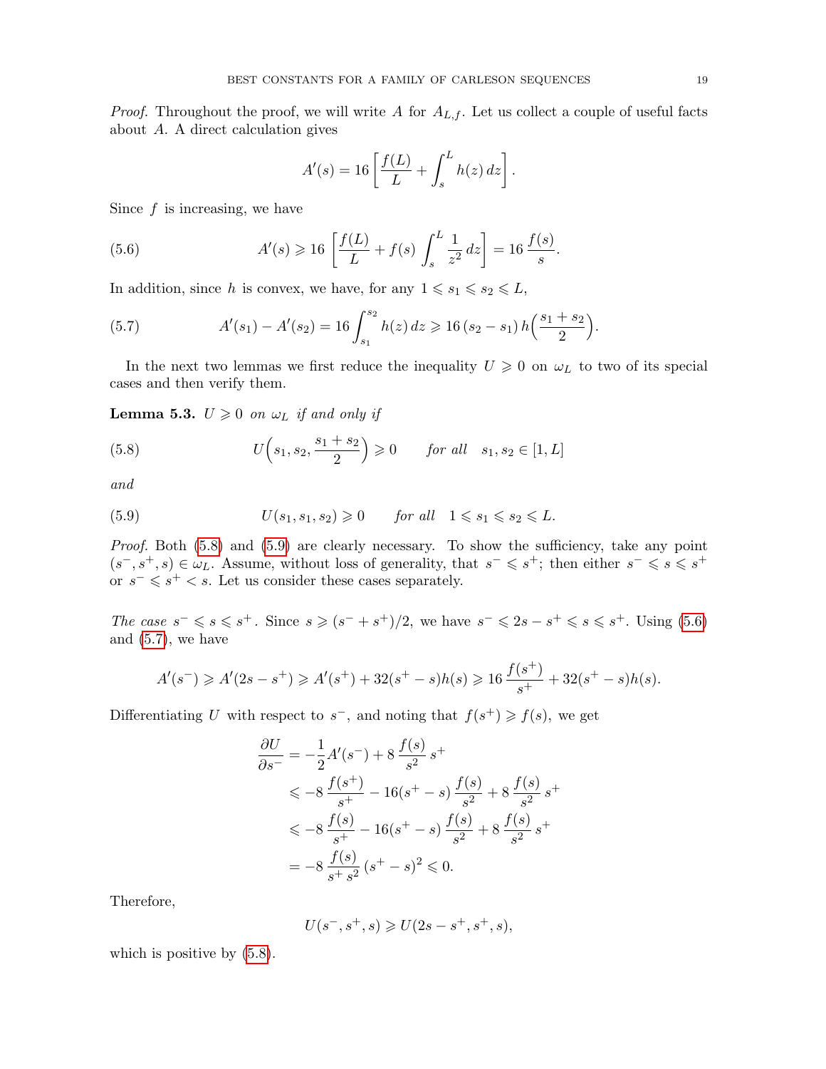*Proof.* Throughout the proof, we will write $A$ for $A_{L,f}$. Let us collect a couple of useful facts about $A$. A direct calculation gives

$$A'(s) = 16\left[\frac{f(L)}{L} + \int_s^L h(z)\,dz\right].$$

Since $f$ is increasing, we have

$$A'(s) \geqslant 16\,\left[\frac{f(L)}{L} + f(s)\int_s^L \frac{1}{z^2}\,dz\right] = 16\,\frac{f(s)}{s}. \tag{5.6}$$

In addition, since $h$ is convex, we have, for any $1 \leqslant s_1 \leqslant s_2 \leqslant L$,

$$A'(s_1) - A'(s_2) = 16\int_{s_1}^{s_2} h(z)\,dz \geqslant 16\,(s_2 - s_1)\,h\Big(\frac{s_1+s_2}{2}\Big). \tag{5.7}$$

In the next two lemmas we first reduce the inequality $U \geqslant 0$ on $\omega_L$ to two of its special cases and then verify them.

**Lemma 5.3.** *$U \geqslant 0$ on $\omega_L$ if and only if*

$$U\Big(s_1, s_2, \frac{s_1+s_2}{2}\Big) \geqslant 0 \qquad \textit{for all} \quad s_1, s_2 \in [1, L] \tag{5.8}$$

*and*

$$U(s_1, s_1, s_2) \geqslant 0 \qquad \textit{for all} \quad 1 \leqslant s_1 \leqslant s_2 \leqslant L. \tag{5.9}$$

*Proof.* Both (5.8) and (5.9) are clearly necessary. To show the sufficiency, take any point $(s^-, s^+, s) \in \omega_L$. Assume, without loss of generality, that $s^- \leqslant s^+$; then either $s^- \leqslant s \leqslant s^+$ or $s^- \leqslant s^+ < s$. Let us consider these cases separately.

*The case $s^- \leqslant s \leqslant s^+$.* Since $s \geqslant (s^- + s^+)/2$, we have $s^- \leqslant 2s - s^+ \leqslant s \leqslant s^+$. Using (5.6) and (5.7), we have

$$A'(s^-) \geqslant A'(2s - s^+) \geqslant A'(s^+) + 32(s^+ - s)h(s) \geqslant 16\,\frac{f(s^+)}{s^+} + 32(s^+ - s)h(s).$$

Differentiating $U$ with respect to $s^-$, and noting that $f(s^+) \geqslant f(s)$, we get

$$\begin{aligned}
\frac{\partial U}{\partial s^-} &= -\frac{1}{2}A'(s^-) + 8\,\frac{f(s)}{s^2}\,s^+ \\
&\leqslant -8\,\frac{f(s^+)}{s^+} - 16(s^+ - s)\,\frac{f(s)}{s^2} + 8\,\frac{f(s)}{s^2}\,s^+ \\
&\leqslant -8\,\frac{f(s)}{s^+} - 16(s^+ - s)\,\frac{f(s)}{s^2} + 8\,\frac{f(s)}{s^2}\,s^+ \\
&= -8\,\frac{f(s)}{s^+ s^2}\,(s^+ - s)^2 \leqslant 0.
\end{aligned}$$

Therefore,

$$U(s^-, s^+, s) \geqslant U(2s - s^+, s^+, s),$$

which is positive by (5.8).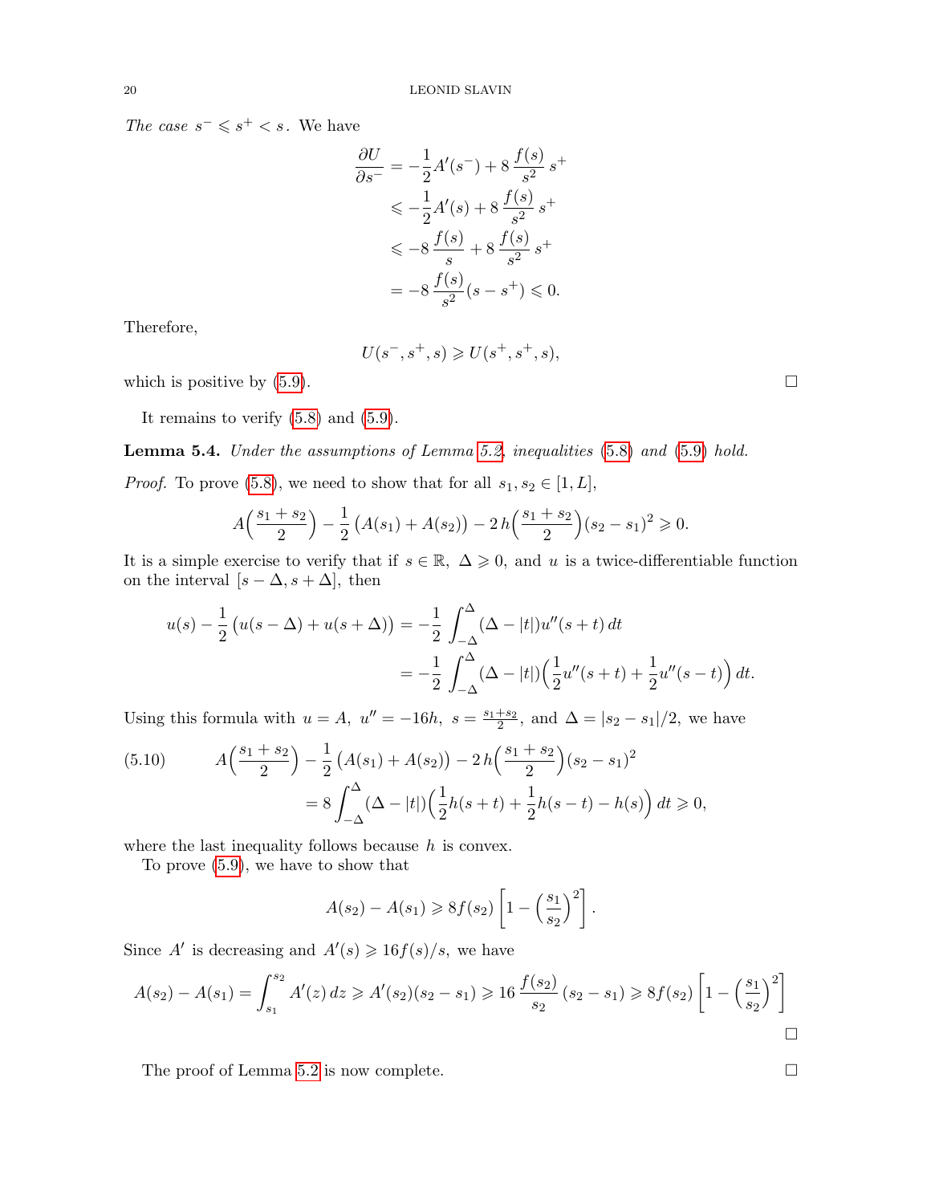*The case* $s^- \leqslant s^+ < s$. We have

$$
\begin{aligned}
\frac{\partial U}{\partial s^-} &= -\frac{1}{2}A'(s^-) + 8\,\frac{f(s)}{s^2}\,s^+ \\
&\leqslant -\frac{1}{2}A'(s) + 8\,\frac{f(s)}{s^2}\,s^+ \\
&\leqslant -8\,\frac{f(s)}{s} + 8\,\frac{f(s)}{s^2}\,s^+ \\
&= -8\,\frac{f(s)}{s^2}(s - s^+) \leqslant 0.
\end{aligned}
$$

Therefore,

$$
U(s^-, s^+, s) \geqslant U(s^+, s^+, s),
$$

which is positive by (5.9). □

It remains to verify (5.8) and (5.9).

**Lemma 5.4.** *Under the assumptions of Lemma 5.2, inequalities (5.8) and (5.9) hold.*

*Proof.* To prove (5.8), we need to show that for all $s_1, s_2 \in [1, L]$,

$$
A\Big(\frac{s_1 + s_2}{2}\Big) - \frac{1}{2}\big(A(s_1) + A(s_2)\big) - 2\,h\Big(\frac{s_1 + s_2}{2}\Big)(s_2 - s_1)^2 \geqslant 0.
$$

It is a simple exercise to verify that if $s \in \mathbb{R}$, $\Delta \geqslant 0$, and $u$ is a twice-differentiable function on the interval $[s - \Delta, s + \Delta]$, then

$$
\begin{aligned}
u(s) - \frac{1}{2}\big(u(s - \Delta) + u(s + \Delta)\big) &= -\frac{1}{2}\int_{-\Delta}^{\Delta}(\Delta - |t|)u''(s + t)\,dt \\
&= -\frac{1}{2}\int_{-\Delta}^{\Delta}(\Delta - |t|)\Big(\frac{1}{2}u''(s + t) + \frac{1}{2}u''(s - t)\Big)\,dt.
\end{aligned}
$$

Using this formula with $u = A$, $u'' = -16h$, $s = \frac{s_1 + s_2}{2}$, and $\Delta = |s_2 - s_1|/2$, we have

$$
\begin{aligned}
(5.10)\qquad A\Big(\frac{s_1 + s_2}{2}\Big) - \frac{1}{2}\big(A(s_1) + A(s_2)\big) - 2\,h\Big(\frac{s_1 + s_2}{2}\Big)(s_2 - s_1)^2& \\
= 8\int_{-\Delta}^{\Delta}(\Delta - |t|)\Big(\frac{1}{2}h(s + t) + \frac{1}{2}h(s - t) - h(s)\Big)\,dt \geqslant 0&,
\end{aligned}
$$

where the last inequality follows because $h$ is convex.

To prove (5.9), we have to show that

$$
A(s_2) - A(s_1) \geqslant 8f(s_2)\left[1 - \Big(\frac{s_1}{s_2}\Big)^2\right].
$$

Since $A'$ is decreasing and $A'(s) \geqslant 16f(s)/s$, we have

$$
A(s_2) - A(s_1) = \int_{s_1}^{s_2} A'(z)\,dz \geqslant A'(s_2)(s_2 - s_1) \geqslant 16\,\frac{f(s_2)}{s_2}\,(s_2 - s_1) \geqslant 8f(s_2)\left[1 - \Big(\frac{s_1}{s_2}\Big)^2\right]
$$

□

The proof of Lemma 5.2 is now complete. □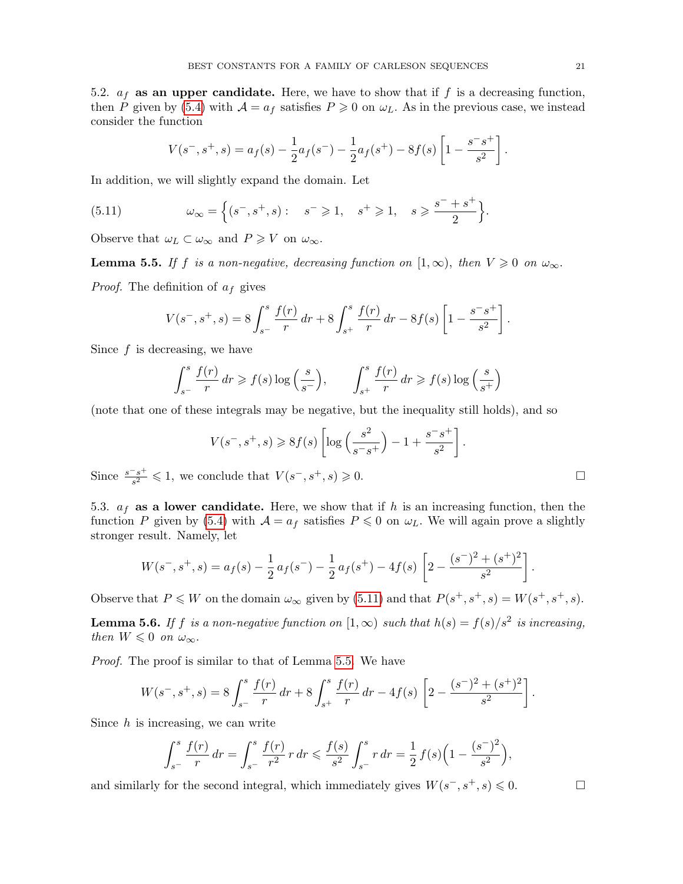5.2. $a_f$ **as an upper candidate.** Here, we have to show that if $f$ is a decreasing function, then $P$ given by (5.4) with $\mathcal{A} = a_f$ satisfies $P \geqslant 0$ on $\omega_L$. As in the previous case, we instead consider the function

$$V(s^-, s^+, s) = a_f(s) - \frac{1}{2}a_f(s^-) - \frac{1}{2}a_f(s^+) - 8f(s)\left[1 - \frac{s^- s^+}{s^2}\right].$$

In addition, we will slightly expand the domain. Let

$$\omega_\infty = \Big\{(s^-, s^+, s) : \quad s^- \geqslant 1, \quad s^+ \geqslant 1, \quad s \geqslant \frac{s^- + s^+}{2}\Big\}. \tag{5.11}$$

Observe that $\omega_L \subset \omega_\infty$ and $P \geqslant V$ on $\omega_\infty$.

**Lemma 5.5.** *If $f$ is a non-negative, decreasing function on $[1, \infty)$, then $V \geqslant 0$ on $\omega_\infty$.*

*Proof.* The definition of $a_f$ gives

$$V(s^-, s^+, s) = 8\int_{s^-}^{s} \frac{f(r)}{r}\,dr + 8\int_{s^+}^{s} \frac{f(r)}{r}\,dr - 8f(s)\left[1 - \frac{s^- s^+}{s^2}\right].$$

Since $f$ is decreasing, we have

$$\int_{s^-}^{s} \frac{f(r)}{r}\,dr \geqslant f(s)\log\Big(\frac{s}{s^-}\Big), \qquad \int_{s^+}^{s} \frac{f(r)}{r}\,dr \geqslant f(s)\log\Big(\frac{s}{s^+}\Big)$$

(note that one of these integrals may be negative, but the inequality still holds), and so

$$V(s^-, s^+, s) \geqslant 8f(s)\left[\log\Big(\frac{s^2}{s^- s^+}\Big) - 1 + \frac{s^- s^+}{s^2}\right].$$

Since $\frac{s^- s^+}{s^2} \leqslant 1$, we conclude that $V(s^-, s^+, s) \geqslant 0$. $\square$

5.3. $a_f$ **as a lower candidate.** Here, we show that if $h$ is an increasing function, then the function $P$ given by (5.4) with $\mathcal{A} = a_f$ satisfies $P \leqslant 0$ on $\omega_L$. We will again prove a slightly stronger result. Namely, let

$$W(s^-, s^+, s) = a_f(s) - \frac{1}{2}\,a_f(s^-) - \frac{1}{2}\,a_f(s^+) - 4f(s)\,\left[2 - \frac{(s^-)^2 + (s^+)^2}{s^2}\right].$$

Observe that $P \leqslant W$ on the domain $\omega_\infty$ given by (5.11) and that $P(s^+, s^+, s) = W(s^+, s^+, s)$.

**Lemma 5.6.** *If $f$ is a non-negative function on $[1, \infty)$ such that $h(s) = f(s)/s^2$ is increasing, then $W \leqslant 0$ on $\omega_\infty$.*

*Proof.* The proof is similar to that of Lemma 5.5. We have

$$W(s^-, s^+, s) = 8\int_{s^-}^{s} \frac{f(r)}{r}\,dr + 8\int_{s^+}^{s} \frac{f(r)}{r}\,dr - 4f(s)\,\left[2 - \frac{(s^-)^2 + (s^+)^2}{s^2}\right].$$

Since $h$ is increasing, we can write

$$\int_{s^-}^{s} \frac{f(r)}{r}\,dr = \int_{s^-}^{s} \frac{f(r)}{r^2}\,r\,dr \leqslant \frac{f(s)}{s^2}\int_{s^-}^{s} r\,dr = \frac{1}{2}\,f(s)\Big(1 - \frac{(s^-)^2}{s^2}\Big),$$

and similarly for the second integral, which immediately gives $W(s^-, s^+, s) \leqslant 0$. $\square$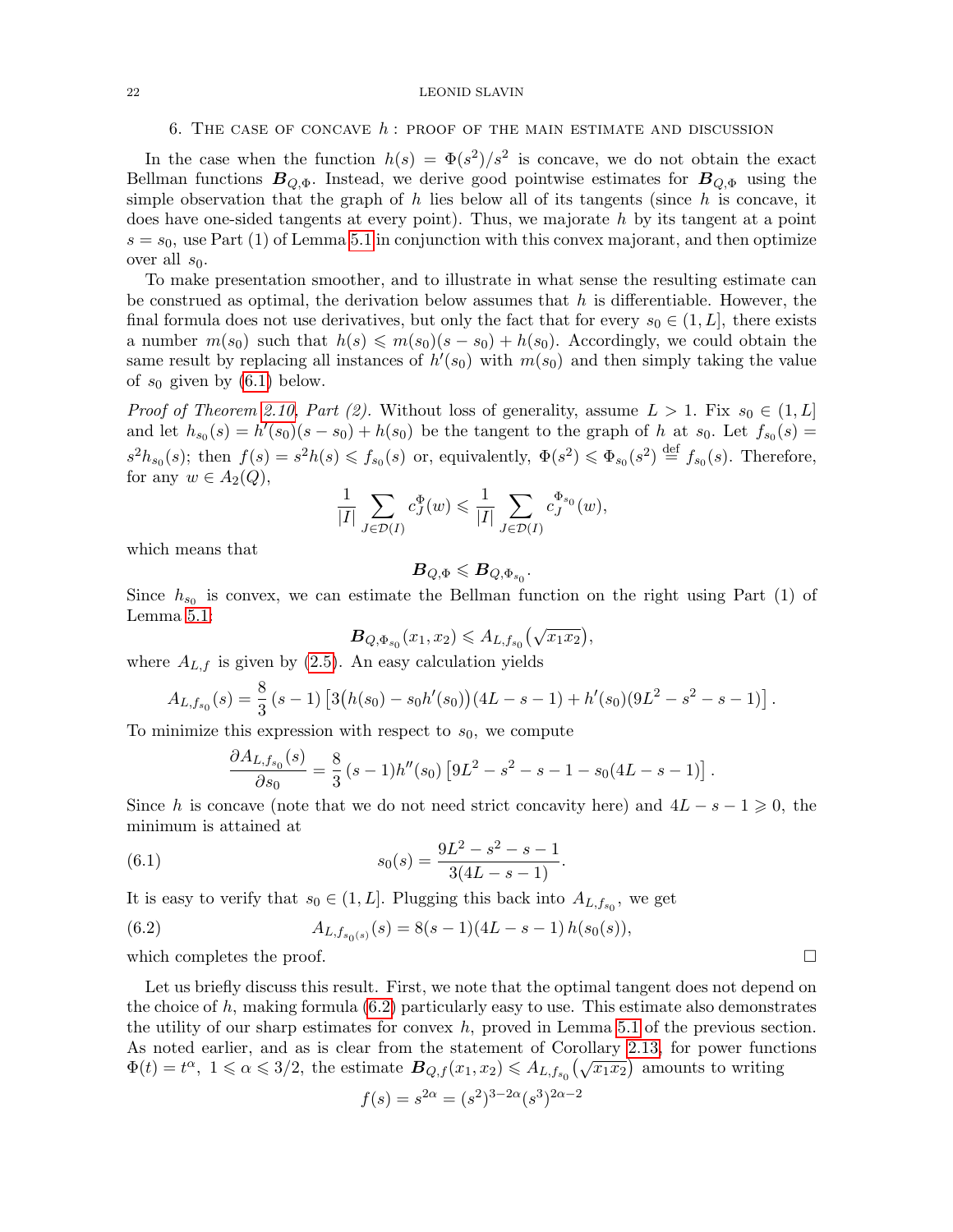## 6. The case of concave $h$: proof of the main estimate and discussion

In the case when the function $h(s) = \Phi(s^2)/s^2$ is concave, we do not obtain the exact Bellman functions $\boldsymbol{B}_{Q,\Phi}$. Instead, we derive good pointwise estimates for $\boldsymbol{B}_{Q,\Phi}$ using the simple observation that the graph of $h$ lies below all of its tangents (since $h$ is concave, it does have one-sided tangents at every point). Thus, we majorate $h$ by its tangent at a point $s = s_0$, use Part (1) of Lemma 5.1 in conjunction with this convex majorant, and then optimize over all $s_0$.

To make presentation smoother, and to illustrate in what sense the resulting estimate can be construed as optimal, the derivation below assumes that $h$ is differentiable. However, the final formula does not use derivatives, but only the fact that for every $s_0 \in (1, L]$, there exists a number $m(s_0)$ such that $h(s) \leqslant m(s_0)(s - s_0) + h(s_0)$. Accordingly, we could obtain the same result by replacing all instances of $h'(s_0)$ with $m(s_0)$ and then simply taking the value of $s_0$ given by (6.1) below.

*Proof of Theorem 2.10, Part (2).* Without loss of generality, assume $L > 1$. Fix $s_0 \in (1, L]$ and let $h_{s_0}(s) = h'(s_0)(s - s_0) + h(s_0)$ be the tangent to the graph of $h$ at $s_0$. Let $f_{s_0}(s) = s^2 h_{s_0}(s)$; then $f(s) = s^2 h(s) \leqslant f_{s_0}(s)$ or, equivalently, $\Phi(s^2) \leqslant \Phi_{s_0}(s^2) \stackrel{\text{def}}{=} f_{s_0}(s)$. Therefore, for any $w \in A_2(Q)$,

$$\frac{1}{|I|} \sum_{J \in \mathcal{D}(I)} c_J^{\Phi}(w) \leqslant \frac{1}{|I|} \sum_{J \in \mathcal{D}(I)} c_J^{\Phi_{s_0}}(w),$$

which means that

$$\boldsymbol{B}_{Q,\Phi} \leqslant \boldsymbol{B}_{Q,\Phi_{s_0}}.$$

Since $h_{s_0}$ is convex, we can estimate the Bellman function on the right using Part (1) of Lemma 5.1:

$$\boldsymbol{B}_{Q,\Phi_{s_0}}(x_1, x_2) \leqslant A_{L,f_{s_0}}\big(\sqrt{x_1 x_2}\big),$$

where $A_{L,f}$ is given by (2.5). An easy calculation yields

$$A_{L,f_{s_0}}(s) = \frac{8}{3}\,(s-1)\left[3\big(h(s_0) - s_0 h'(s_0)\big)(4L - s - 1) + h'(s_0)(9L^2 - s^2 - s - 1)\right].$$

To minimize this expression with respect to $s_0$, we compute

$$\frac{\partial A_{L,f_{s_0}}(s)}{\partial s_0} = \frac{8}{3}\,(s-1) h''(s_0)\left[9L^2 - s^2 - s - 1 - s_0(4L - s - 1)\right].$$

Since $h$ is concave (note that we do not need strict concavity here) and $4L - s - 1 \geqslant 0$, the minimum is attained at

$$s_0(s) = \frac{9L^2 - s^2 - s - 1}{3(4L - s - 1)}. \tag{6.1}$$

It is easy to verify that $s_0 \in (1, L]$. Plugging this back into $A_{L,f_{s_0}}$, we get

$$A_{L,f_{s_0(s)}}(s) = 8(s-1)(4L - s - 1)\, h(s_0(s)), \tag{6.2}$$

which completes the proof. $\square$

Let us briefly discuss this result. First, we note that the optimal tangent does not depend on the choice of $h$, making formula (6.2) particularly easy to use. This estimate also demonstrates the utility of our sharp estimates for convex $h$, proved in Lemma 5.1 of the previous section. As noted earlier, and as is clear from the statement of Corollary 2.13, for power functions $\Phi(t) = t^\alpha,\ 1 \leqslant \alpha \leqslant 3/2$, the estimate $\boldsymbol{B}_{Q,f}(x_1, x_2) \leqslant A_{L,f_{s_0}}\big(\sqrt{x_1 x_2}\big)$ amounts to writing

$$f(s) = s^{2\alpha} = (s^2)^{3-2\alpha}(s^3)^{2\alpha-2}$$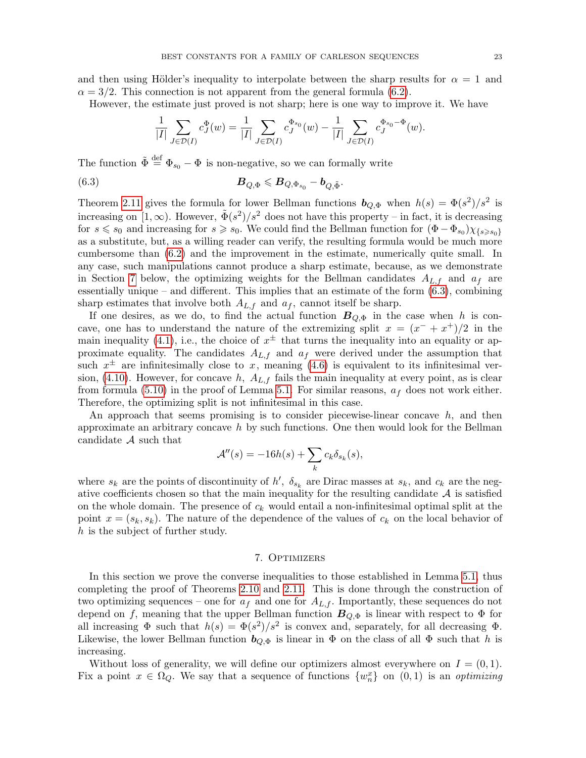and then using Hölder's inequality to interpolate between the sharp results for $\alpha = 1$ and $\alpha = 3/2$. This connection is not apparent from the general formula (6.2).

However, the estimate just proved is not sharp; here is one way to improve it. We have

$$\frac{1}{|I|}\sum_{J\in\mathcal{D}(I)} c_J^{\Phi}(w) = \frac{1}{|I|}\sum_{J\in\mathcal{D}(I)} c_J^{\Phi_{s_0}}(w) - \frac{1}{|I|}\sum_{J\in\mathcal{D}(I)} c_J^{\Phi_{s_0}-\Phi}(w).$$

The function $\tilde{\Phi} \stackrel{\text{def}}{=} \Phi_{s_0} - \Phi$ is non-negative, so we can formally write

$$\boldsymbol{B}_{Q,\Phi} \leqslant \boldsymbol{B}_{Q,\Phi_{s_0}} - \boldsymbol{b}_{Q,\tilde{\Phi}}. \tag{6.3}$$

Theorem 2.11 gives the formula for lower Bellman functions $\boldsymbol{b}_{Q,\Phi}$ when $h(s) = \Phi(s^2)/s^2$ is increasing on $[1,\infty)$. However, $\tilde{\Phi}(s^2)/s^2$ does not have this property – in fact, it is decreasing for $s \leqslant s_0$ and increasing for $s \geqslant s_0$. We could find the Bellman function for $(\Phi - \Phi_{s_0})\chi_{\{s\geqslant s_0\}}$ as a substitute, but, as a willing reader can verify, the resulting formula would be much more cumbersome than (6.2) and the improvement in the estimate, numerically quite small. In any case, such manipulations cannot produce a sharp estimate, because, as we demonstrate in Section 7 below, the optimizing weights for the Bellman candidates $A_{L,f}$ and $a_f$ are essentially unique – and different. This implies that an estimate of the form (6.3), combining sharp estimates that involve both $A_{L,f}$ and $a_f$, cannot itself be sharp.

If one desires, as we do, to find the actual function $\boldsymbol{B}_{Q,\Phi}$ in the case when $h$ is concave, one has to understand the nature of the extremizing split $x = (x^- + x^+)/2$ in the main inequality (4.1), i.e., the choice of $x^\pm$ that turns the inequality into an equality or approximate equality. The candidates $A_{L,f}$ and $a_f$ were derived under the assumption that such $x^\pm$ are infinitesimally close to $x$, meaning (4.6) is equivalent to its infinitesimal version, (4.10). However, for concave $h$, $A_{L,f}$ fails the main inequality at every point, as is clear from formula (5.10) in the proof of Lemma 5.1. For similar reasons, $a_f$ does not work either. Therefore, the optimizing split is not infinitesimal in this case.

An approach that seems promising is to consider piecewise-linear concave $h$, and then approximate an arbitrary concave $h$ by such functions. One then would look for the Bellman candidate $\mathcal{A}$ such that

$$\mathcal{A}''(s) = -16h(s) + \sum_k c_k\delta_{s_k}(s),$$

where $s_k$ are the points of discontinuity of $h'$, $\delta_{s_k}$ are Dirac masses at $s_k$, and $c_k$ are the negative coefficients chosen so that the main inequality for the resulting candidate $\mathcal{A}$ is satisfied on the whole domain. The presence of $c_k$ would entail a non-infinitesimal optimal split at the point $x = (s_k, s_k)$. The nature of the dependence of the values of $c_k$ on the local behavior of $h$ is the subject of further study.

## 7. Optimizers

In this section we prove the converse inequalities to those established in Lemma 5.1, thus completing the proof of Theorems 2.10 and 2.11. This is done through the construction of two optimizing sequences – one for $a_f$ and one for $A_{L,f}$. Importantly, these sequences do not depend on $f$, meaning that the upper Bellman function $\boldsymbol{B}_{Q,\Phi}$ is linear with respect to $\Phi$ for all increasing $\Phi$ such that $h(s) = \Phi(s^2)/s^2$ is convex and, separately, for all decreasing $\Phi$. Likewise, the lower Bellman function $\boldsymbol{b}_{Q,\Phi}$ is linear in $\Phi$ on the class of all $\Phi$ such that $h$ is increasing.

Without loss of generality, we will define our optimizers almost everywhere on $I = (0,1)$. Fix a point $x \in \Omega_Q$. We say that a sequence of functions $\{w_n^x\}$ on $(0,1)$ is an *optimizing*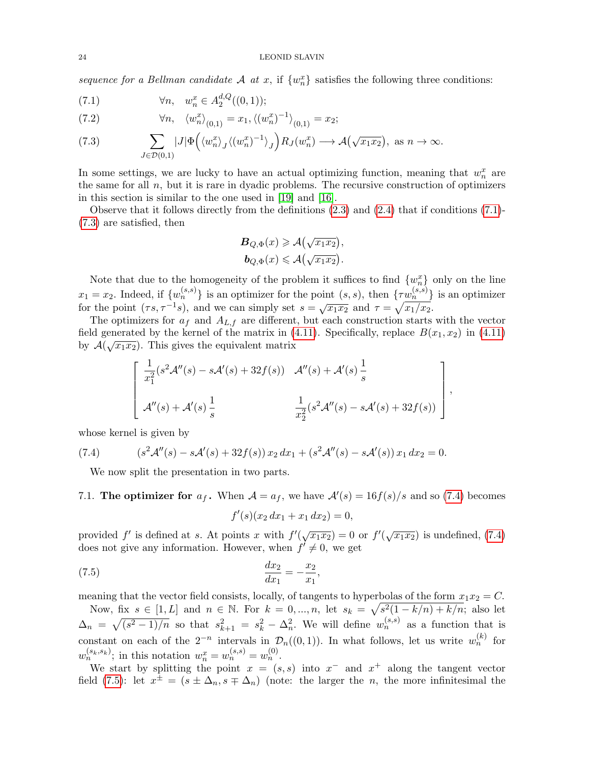*sequence for a Bellman candidate* $\mathcal{A}$ *at* $x$, if $\{w_n^x\}$ satisfies the following three conditions:

$$\forall n, \quad w_n^x \in A_2^{d,Q}((0,1)); \tag{7.1}$$

$$\forall n, \quad \langle w_n^x\rangle_{(0,1)} = x_1, \langle (w_n^x)^{-1}\rangle_{(0,1)} = x_2; \tag{7.2}$$

$$\sum_{J\in\mathcal{D}(0,1)} |J|\Phi\Big(\langle w_n^x\rangle_J \langle (w_n^x)^{-1}\rangle_J\Big) R_J(w_n^x) \longrightarrow \mathcal{A}\big(\sqrt{x_1x_2}\big), \text{ as } n\to\infty. \tag{7.3}$$

In some settings, we are lucky to have an actual optimizing function, meaning that $w_n^x$ are the same for all $n$, but it is rare in dyadic problems. The recursive construction of optimizers in this section is similar to the one used in [19] and [16].

Observe that it follows directly from the definitions (2.3) and (2.4) that if conditions (7.1)-(7.3) are satisfied, then

$$\boldsymbol{B}_{Q,\Phi}(x) \geqslant \mathcal{A}\big(\sqrt{x_1x_2}\big),$$
$$\boldsymbol{b}_{Q,\Phi}(x) \leqslant \mathcal{A}\big(\sqrt{x_1x_2}\big).$$

Note that due to the homogeneity of the problem it suffices to find $\{w_n^x\}$ only on the line $x_1 = x_2$. Indeed, if $\{w_n^{(s,s)}\}$ is an optimizer for the point $(s,s)$, then $\{\tau w_n^{(s,s)}\}$ is an optimizer for the point $(\tau s, \tau^{-1}s)$, and we can simply set $s = \sqrt{x_1x_2}$ and $\tau = \sqrt{x_1/x_2}$.

The optimizers for $a_f$ and $A_{L,f}$ are different, but each construction starts with the vector field generated by the kernel of the matrix in (4.11). Specifically, replace $B(x_1,x_2)$ in (4.11) by $\mathcal{A}(\sqrt{x_1x_2})$. This gives the equivalent matrix

$$\begin{bmatrix} \dfrac{1}{x_1^2}(s^2\mathcal{A}''(s) - s\mathcal{A}'(s) + 32f(s)) & \mathcal{A}''(s) + \mathcal{A}'(s)\dfrac{1}{s} \\ \\ \mathcal{A}''(s) + \mathcal{A}'(s)\dfrac{1}{s} & \dfrac{1}{x_2^2}(s^2\mathcal{A}''(s) - s\mathcal{A}'(s) + 32f(s)) \end{bmatrix},$$

whose kernel is given by

$$(s^2\mathcal{A}''(s) - s\mathcal{A}'(s) + 32f(s))\,x_2\,dx_1 + (s^2\mathcal{A}''(s) - s\mathcal{A}'(s))\,x_1\,dx_2 = 0. \tag{7.4}$$

We now split the presentation in two parts.

## 7.1. The optimizer for $a_f$.

When $\mathcal{A} = a_f$, we have $\mathcal{A}'(s) = 16f(s)/s$ and so (7.4) becomes

$$f'(s)(x_2\,dx_1 + x_1\,dx_2) = 0,$$

provided $f'$ is defined at $s$. At points $x$ with $f'(\sqrt{x_1x_2}) = 0$ or $f'(\sqrt{x_1x_2})$ is undefined, (7.4) does not give any information. However, when $f' \neq 0$, we get

$$\frac{dx_2}{dx_1} = -\frac{x_2}{x_1}, \tag{7.5}$$

meaning that the vector field consists, locally, of tangents to hyperbolas of the form $x_1x_2 = C$.

Now, fix $s \in [1, L]$ and $n \in \mathbb{N}$. For $k = 0, \dots, n$, let $s_k = \sqrt{s^2(1-k/n) + k/n}$; also let $\Delta_n = \sqrt{(s^2-1)/n}$ so that $s_{k+1}^2 = s_k^2 - \Delta_n^2$. We will define $w_n^{(s,s)}$ as a function that is constant on each of the $2^{-n}$ intervals in $\mathcal{D}_n((0,1))$. In what follows, let us write $w_n^{(k)}$ for $w_n^{(s_k,s_k)}$; in this notation $w_n^x = w_n^{(s,s)} = w_n^{(0)}$.

We start by splitting the point $x = (s,s)$ into $x^-$ and $x^+$ along the tangent vector field (7.5): let $x^\pm = (s \pm \Delta_n, s \mp \Delta_n)$ (note: the larger the $n$, the more infinitesimal the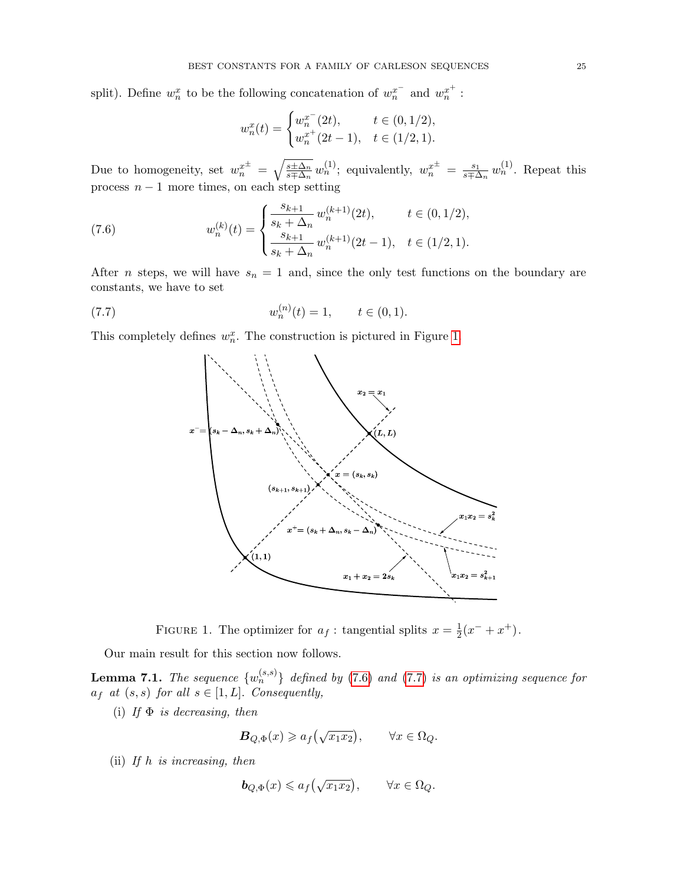split). Define $w_n^x$ to be the following concatenation of $w_n^{x^-}$ and $w_n^{x^+}$ :

$$w_n^x(t) = \begin{cases} w_n^{x^-}(2t), & t \in (0, 1/2), \\ w_n^{x^+}(2t-1), & t \in (1/2, 1). \end{cases}$$

Due to homogeneity, set $w_n^{x^\pm} = \sqrt{\frac{s \pm \Delta_n}{s \mp \Delta_n}}\, w_n^{(1)}$; equivalently, $w_n^{x^\pm} = \frac{s_1}{s \mp \Delta_n}\, w_n^{(1)}$. Repeat this process $n-1$ more times, on each step setting

$$w_n^{(k)}(t) = \begin{cases} \dfrac{s_{k+1}}{s_k + \Delta_n}\, w_n^{(k+1)}(2t), & t \in (0, 1/2), \\[2ex] \dfrac{s_{k+1}}{s_k + \Delta_n}\, w_n^{(k+1)}(2t-1), & t \in (1/2, 1). \end{cases} \tag{7.6}$$

After $n$ steps, we will have $s_n = 1$ and, since the only test functions on the boundary are constants, we have to set

$$w_n^{(n)}(t) = 1, \qquad t \in (0, 1). \tag{7.7}$$

This completely defines $w_n^x$. The construction is pictured in Figure 1.

FIGURE 1. The optimizer for $a_f$ : tangential splits $x = \frac{1}{2}(x^- + x^+)$.

Our main result for this section now follows.

**Lemma 7.1.** *The sequence $\{w_n^{(s,s)}\}$ defined by (7.6) and (7.7) is an optimizing sequence for $a_f$ at $(s, s)$ for all $s \in [1, L]$. Consequently,*

(i) *If $\Phi$ is decreasing, then*

$$\boldsymbol{B}_{Q,\Phi}(x) \geqslant a_f\big(\sqrt{x_1 x_2}\big), \qquad \forall x \in \Omega_Q.$$

(ii) *If $h$ is increasing, then*

$$\boldsymbol{b}_{Q,\Phi}(x) \leqslant a_f\big(\sqrt{x_1 x_2}\big), \qquad \forall x \in \Omega_Q.$$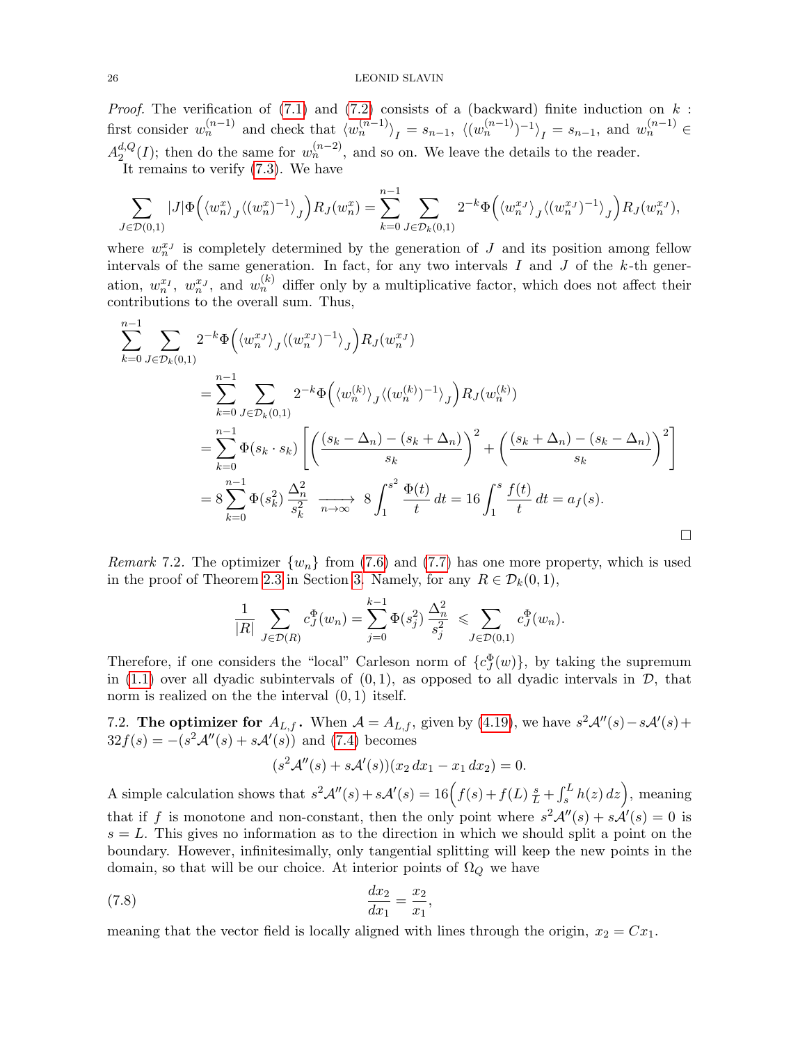*Proof.* The verification of (7.1) and (7.2) consists of a (backward) finite induction on $k$ : first consider $w_n^{(n-1)}$ and check that $\langle w_n^{(n-1)}\rangle_I = s_{n-1}$, $\langle (w_n^{(n-1)})^{-1}\rangle_I = s_{n-1}$, and $w_n^{(n-1)} \in A_2^{d,Q}(I)$; then do the same for $w_n^{(n-2)}$, and so on. We leave the details to the reader.

It remains to verify (7.3). We have

$$\sum_{J\in\mathcal{D}(0,1)} |J|\Phi\Big(\langle w_n^x\rangle_J \langle (w_n^x)^{-1}\rangle_J\Big) R_J(w_n^x) = \sum_{k=0}^{n-1}\sum_{J\in\mathcal{D}_k(0,1)} 2^{-k}\Phi\Big(\langle w_n^{x_J}\rangle_J \langle (w_n^{x_J})^{-1}\rangle_J\Big) R_J(w_n^{x_J}),$$

where $w_n^{x_J}$ is completely determined by the generation of $J$ and its position among fellow intervals of the same generation. In fact, for any two intervals $I$ and $J$ of the $k$-th generation, $w_n^{x_I}$, $w_n^{x_J}$, and $w_n^{(k)}$ differ only by a multiplicative factor, which does not affect their contributions to the overall sum. Thus,

$$\begin{aligned}
\sum_{k=0}^{n-1}&\sum_{J\in\mathcal{D}_k(0,1)} 2^{-k}\Phi\Big(\langle w_n^{x_J}\rangle_J \langle (w_n^{x_J})^{-1}\rangle_J\Big) R_J(w_n^{x_J})\\
&= \sum_{k=0}^{n-1}\sum_{J\in\mathcal{D}_k(0,1)} 2^{-k}\Phi\Big(\langle w_n^{(k)}\rangle_J \langle (w_n^{(k)})^{-1}\rangle_J\Big) R_J(w_n^{(k)})\\
&= \sum_{k=0}^{n-1}\Phi(s_k\cdot s_k)\left[\left(\frac{(s_k-\Delta_n)-(s_k+\Delta_n)}{s_k}\right)^2 + \left(\frac{(s_k+\Delta_n)-(s_k-\Delta_n)}{s_k}\right)^2\right]\\
&= 8\sum_{k=0}^{n-1}\Phi(s_k^2)\,\frac{\Delta_n^2}{s_k^2} \;\xrightarrow[n\to\infty]{}\; 8\int_1^{s^2}\frac{\Phi(t)}{t}\,dt = 16\int_1^{s}\frac{f(t)}{t}\,dt = a_f(s).
\end{aligned}$$

$\square$

*Remark* 7.2. The optimizer $\{w_n\}$ from (7.6) and (7.7) has one more property, which is used in the proof of Theorem 2.3 in Section 3. Namely, for any $R\in\mathcal{D}_k(0,1)$,

$$\frac{1}{|R|}\sum_{J\in\mathcal{D}(R)} c_J^\Phi(w_n) = \sum_{j=0}^{k-1}\Phi(s_j^2)\,\frac{\Delta_n^2}{s_j^2} \leqslant \sum_{J\in\mathcal{D}(0,1)} c_J^\Phi(w_n).$$

Therefore, if one considers the "local" Carleson norm of $\{c_J^\Phi(w)\}$, by taking the supremum in (1.1) over all dyadic subintervals of $(0,1)$, as opposed to all dyadic intervals in $\mathcal{D}$, that norm is realized on the the interval $(0,1)$ itself.

7.2. **The optimizer for** $A_{L,f}$**.** When $\mathcal{A}=A_{L,f}$, given by (4.19), we have $s^2\mathcal{A}''(s)-s\mathcal{A}'(s)+32f(s) = -(s^2\mathcal{A}''(s)+s\mathcal{A}'(s))$ and (7.4) becomes

$$(s^2\mathcal{A}''(s)+s\mathcal{A}'(s))(x_2\,dx_1 - x_1\,dx_2)=0.$$

A simple calculation shows that $s^2\mathcal{A}''(s)+s\mathcal{A}'(s) = 16\Big(f(s)+f(L)\,\frac{s}{L}+\int_s^L h(z)\,dz\Big)$, meaning that if $f$ is monotone and non-constant, then the only point where $s^2\mathcal{A}''(s)+s\mathcal{A}'(s)=0$ is $s=L$. This gives no information as to the direction in which we should split a point on the boundary. However, infinitesimally, only tangential splitting will keep the new points in the domain, so that will be our choice. At interior points of $\Omega_Q$ we have

$$\frac{dx_2}{dx_1} = \frac{x_2}{x_1}, \tag{7.8}$$

meaning that the vector field is locally aligned with lines through the origin, $x_2 = Cx_1$.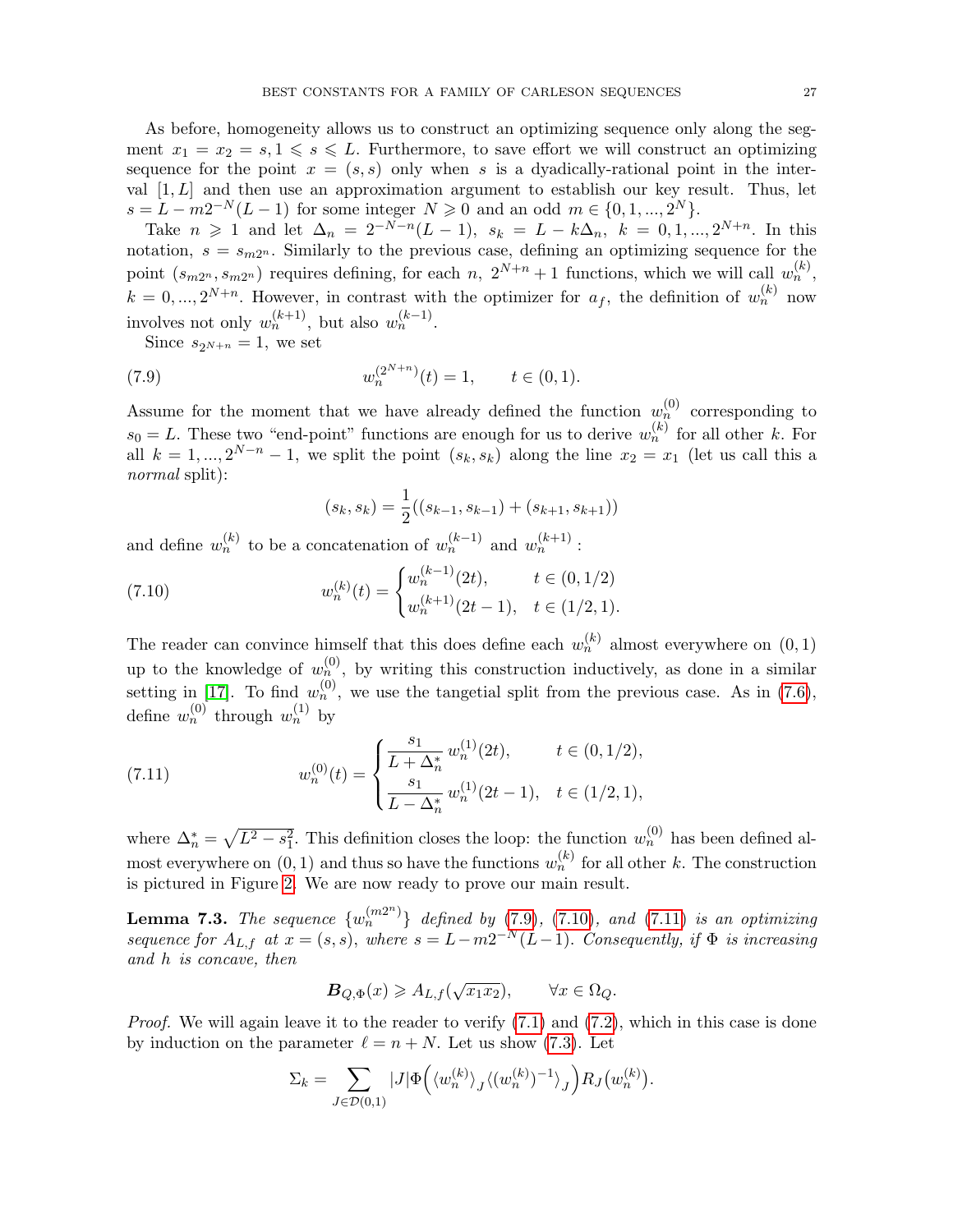As before, homogeneity allows us to construct an optimizing sequence only along the segment $x_1 = x_2 = s, 1 \leqslant s \leqslant L$. Furthermore, to save effort we will construct an optimizing sequence for the point $x = (s, s)$ only when $s$ is a dyadically-rational point in the interval $[1, L]$ and then use an approximation argument to establish our key result. Thus, let $s = L - m2^{-N}(L-1)$ for some integer $N \geqslant 0$ and an odd $m \in \{0, 1, ..., 2^N\}$.

Take $n \geqslant 1$ and let $\Delta_n = 2^{-N-n}(L-1)$, $s_k = L - k\Delta_n$, $k = 0, 1, ..., 2^{N+n}$. In this notation, $s = s_{m2^n}$. Similarly to the previous case, defining an optimizing sequence for the point $(s_{m2^n}, s_{m2^n})$ requires defining, for each $n$, $2^{N+n}+1$ functions, which we will call $w_n^{(k)}$, $k = 0, ..., 2^{N+n}$. However, in contrast with the optimizer for $a_f$, the definition of $w_n^{(k)}$ now involves not only $w_n^{(k+1)}$, but also $w_n^{(k-1)}$.

Since $s_{2^{N+n}} = 1$, we set

$$w_n^{(2^{N+n})}(t) = 1, \qquad t \in (0,1). \tag{7.9}$$

Assume for the moment that we have already defined the function $w_n^{(0)}$ corresponding to $s_0 = L$. These two "end-point" functions are enough for us to derive $w_n^{(k)}$ for all other $k$. For all $k = 1, ..., 2^{N-n} - 1$, we split the point $(s_k, s_k)$ along the line $x_2 = x_1$ (let us call this a *normal* split):

$$(s_k, s_k) = \frac{1}{2}((s_{k-1}, s_{k-1}) + (s_{k+1}, s_{k+1}))$$

and define $w_n^{(k)}$ to be a concatenation of $w_n^{(k-1)}$ and $w_n^{(k+1)}$ :

$$w_n^{(k)}(t) = \begin{cases} w_n^{(k-1)}(2t), & t \in (0, 1/2) \\ w_n^{(k+1)}(2t-1), & t \in (1/2, 1). \end{cases} \tag{7.10}$$

The reader can convince himself that this does define each $w_n^{(k)}$ almost everywhere on $(0,1)$ up to the knowledge of $w_n^{(0)}$, by writing this construction inductively, as done in a similar setting in [17]. To find $w_n^{(0)}$, we use the tangetial split from the previous case. As in (7.6), define $w_n^{(0)}$ through $w_n^{(1)}$ by

$$w_n^{(0)}(t) = \begin{cases} \dfrac{s_1}{L + \Delta_n^*}\, w_n^{(1)}(2t), & t \in (0, 1/2), \\[2mm] \dfrac{s_1}{L - \Delta_n^*}\, w_n^{(1)}(2t-1), & t \in (1/2, 1), \end{cases} \tag{7.11}$$

where $\Delta_n^* = \sqrt{L^2 - s_1^2}$. This definition closes the loop: the function $w_n^{(0)}$ has been defined almost everywhere on $(0,1)$ and thus so have the functions $w_n^{(k)}$ for all other $k$. The construction is pictured in Figure 2. We are now ready to prove our main result.

**Lemma 7.3.** *The sequence $\{w_n^{(m2^n)}\}$ defined by (7.9), (7.10), and (7.11) is an optimizing sequence for $A_{L,f}$ at $x = (s,s)$, where $s = L - m2^{-N}(L-1)$. Consequently, if $\Phi$ is increasing and $h$ is concave, then*

$$\boldsymbol{B}_{Q,\Phi}(x) \geqslant A_{L,f}(\sqrt{x_1 x_2}), \qquad \forall x \in \Omega_Q.$$

*Proof.* We will again leave it to the reader to verify (7.1) and (7.2), which in this case is done by induction on the parameter $\ell = n + N$. Let us show (7.3). Let

$$\Sigma_k = \sum_{J \in \mathcal{D}(0,1)} |J| \Phi\Big(\langle w_n^{(k)} \rangle_J \langle (w_n^{(k)})^{-1} \rangle_J\Big) R_J\big(w_n^{(k)}\big).$$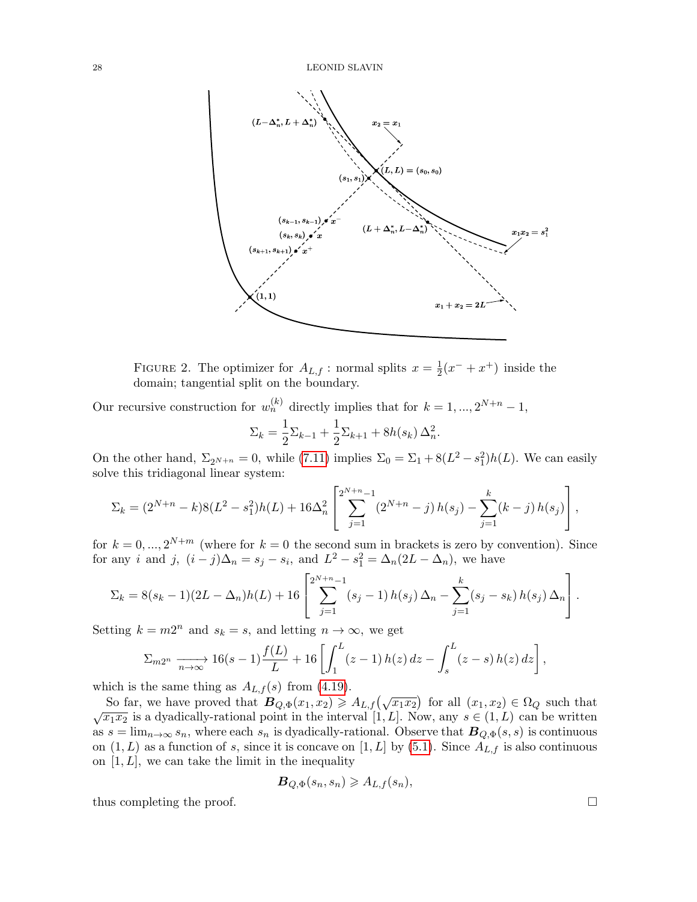FIGURE 2. The optimizer for $A_{L,f}$ : normal splits $x = \frac{1}{2}(x^- + x^+)$ inside the domain; tangential split on the boundary.

Our recursive construction for $w_n^{(k)}$ directly implies that for $k = 1, ..., 2^{N+n} - 1$,

$$\Sigma_k = \frac{1}{2}\Sigma_{k-1} + \frac{1}{2}\Sigma_{k+1} + 8h(s_k)\,\Delta_n^2.$$

On the other hand, $\Sigma_{2^{N+n}} = 0$, while (7.11) implies $\Sigma_0 = \Sigma_1 + 8(L^2 - s_1^2)h(L)$. We can easily solve this tridiagonal linear system:

$$\Sigma_k = (2^{N+n} - k)8(L^2 - s_1^2)h(L) + 16\Delta_n^2 \left[\sum_{j=1}^{2^{N+n}-1}(2^{N+n} - j)\,h(s_j) - \sum_{j=1}^{k}(k-j)\,h(s_j)\right],$$

for $k = 0, ..., 2^{N+m}$ (where for $k = 0$ the second sum in brackets is zero by convention). Since for any $i$ and $j$, $(i - j)\Delta_n = s_j - s_i$, and $L^2 - s_1^2 = \Delta_n(2L - \Delta_n)$, we have

$$\Sigma_k = 8(s_k - 1)(2L - \Delta_n)h(L) + 16\left[\sum_{j=1}^{2^{N+n}-1}(s_j - 1)\,h(s_j)\,\Delta_n - \sum_{j=1}^{k}(s_j - s_k)\,h(s_j)\,\Delta_n\right].$$

Setting $k = m2^n$ and $s_k = s$, and letting $n \to \infty$, we get

$$\Sigma_{m2^n} \xrightarrow[n\to\infty]{} 16(s-1)\frac{f(L)}{L} + 16\left[\int_1^L (z-1)\,h(z)\,dz - \int_s^L (z-s)\,h(z)\,dz\right],$$

which is the same thing as $A_{L,f}(s)$ from (4.19).

So far, we have proved that $\boldsymbol{B}_{Q,\Phi}(x_1, x_2) \geqslant A_{L,f}(\sqrt{x_1x_2})$ for all $(x_1, x_2) \in \Omega_Q$ such that $\sqrt{x_1x_2}$ is a dyadically-rational point in the interval $[1, L]$. Now, any $s \in (1, L)$ can be written as $s = \lim_{n\to\infty} s_n$, where each $s_n$ is dyadically-rational. Observe that $\boldsymbol{B}_{Q,\Phi}(s, s)$ is continuous on $(1, L)$ as a function of $s$, since it is concave on $[1, L]$ by (5.1). Since $A_{L,f}$ is also continuous on $[1, L]$, we can take the limit in the inequality

$$\boldsymbol{B}_{Q,\Phi}(s_n, s_n) \geqslant A_{L,f}(s_n),$$

thus completing the proof. $\square$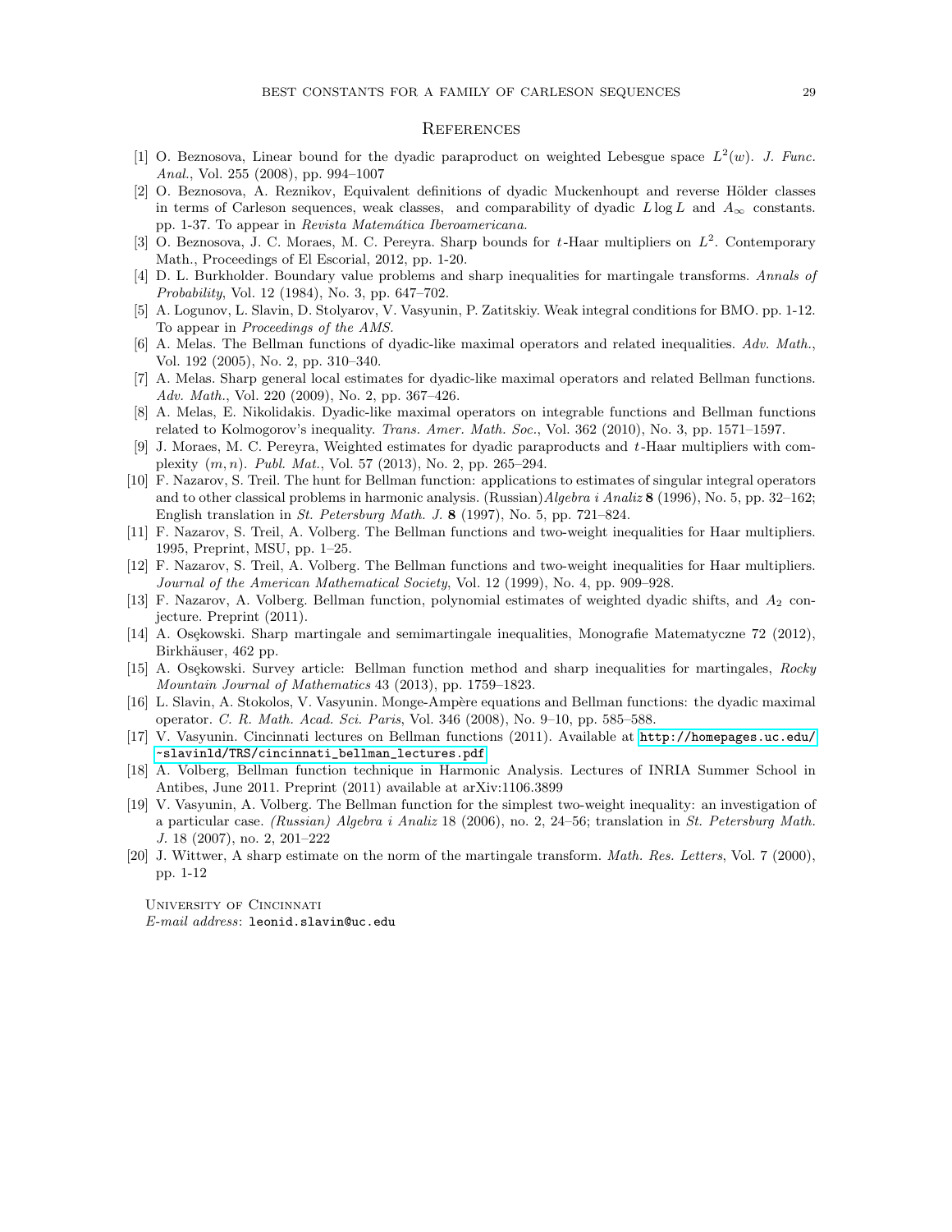## References

[1] O. Beznosova, Linear bound for the dyadic paraproduct on weighted Lebesgue space $L^2(w)$. *J. Func. Anal.*, Vol. 255 (2008), pp. 994–1007

[2] O. Beznosova, A. Reznikov, Equivalent definitions of dyadic Muckenhoupt and reverse Hölder classes in terms of Carleson sequences, weak classes, and comparability of dyadic $L \log L$ and $A_\infty$ constants. pp. 1-37. To appear in *Revista Matemática Iberoamericana*.

[3] O. Beznosova, J. C. Moraes, M. C. Pereyra. Sharp bounds for $t$-Haar multipliers on $L^2$. Contemporary Math., Proceedings of El Escorial, 2012, pp. 1-20.

[4] D. L. Burkholder. Boundary value problems and sharp inequalities for martingale transforms. *Annals of Probability*, Vol. 12 (1984), No. 3, pp. 647–702.

[5] A. Logunov, L. Slavin, D. Stolyarov, V. Vasyunin, P. Zatitskiy. Weak integral conditions for BMO. pp. 1-12. To appear in *Proceedings of the AMS.*

[6] A. Melas. The Bellman functions of dyadic-like maximal operators and related inequalities. *Adv. Math.*, Vol. 192 (2005), No. 2, pp. 310–340.

[7] A. Melas. Sharp general local estimates for dyadic-like maximal operators and related Bellman functions. *Adv. Math.*, Vol. 220 (2009), No. 2, pp. 367–426.

[8] A. Melas, E. Nikolidakis. Dyadic-like maximal operators on integrable functions and Bellman functions related to Kolmogorov's inequality. *Trans. Amer. Math. Soc.*, Vol. 362 (2010), No. 3, pp. 1571–1597.

[9] J. Moraes, M. C. Pereyra, Weighted estimates for dyadic paraproducts and $t$-Haar multipliers with complexity $(m, n)$. *Publ. Mat.*, Vol. 57 (2013), No. 2, pp. 265–294.

[10] F. Nazarov, S. Treil. The hunt for Bellman function: applications to estimates of singular integral operators and to other classical problems in harmonic analysis. (Russian)*Algebra i Analiz* **8** (1996), No. 5, pp. 32–162; English translation in *St. Petersburg Math. J.* **8** (1997), No. 5, pp. 721–824.

[11] F. Nazarov, S. Treil, A. Volberg. The Bellman functions and two-weight inequalities for Haar multipliers. 1995, Preprint, MSU, pp. 1–25.

[12] F. Nazarov, S. Treil, A. Volberg. The Bellman functions and two-weight inequalities for Haar multipliers. *Journal of the American Mathematical Society*, Vol. 12 (1999), No. 4, pp. 909–928.

[13] F. Nazarov, A. Volberg. Bellman function, polynomial estimates of weighted dyadic shifts, and $A_2$ conjecture. Preprint (2011).

[14] A. Osękowski. Sharp martingale and semimartingale inequalities, Monografie Matematyczne 72 (2012), Birkhäuser, 462 pp.

[15] A. Osękowski. Survey article: Bellman function method and sharp inequalities for martingales, *Rocky Mountain Journal of Mathematics* 43 (2013), pp. 1759–1823.

[16] L. Slavin, A. Stokolos, V. Vasyunin. Monge-Ampère equations and Bellman functions: the dyadic maximal operator. *C. R. Math. Acad. Sci. Paris*, Vol. 346 (2008), No. 9–10, pp. 585–588.

[17] V. Vasyunin. Cincinnati lectures on Bellman functions (2011). Available at http://homepages.uc.edu/~slavinld/TRS/cincinnati_bellman_lectures.pdf

[18] A. Volberg, Bellman function technique in Harmonic Analysis. Lectures of INRIA Summer School in Antibes, June 2011. Preprint (2011) available at arXiv:1106.3899

[19] V. Vasyunin, A. Volberg. The Bellman function for the simplest two-weight inequality: an investigation of a particular case. *(Russian) Algebra i Analiz* 18 (2006), no. 2, 24–56; translation in *St. Petersburg Math. J.* 18 (2007), no. 2, 201–222

[20] J. Wittwer, A sharp estimate on the norm of the martingale transform. *Math. Res. Letters*, Vol. 7 (2000), pp. 1-12

University of Cincinnati
*E-mail address*: leonid.slavin@uc.edu